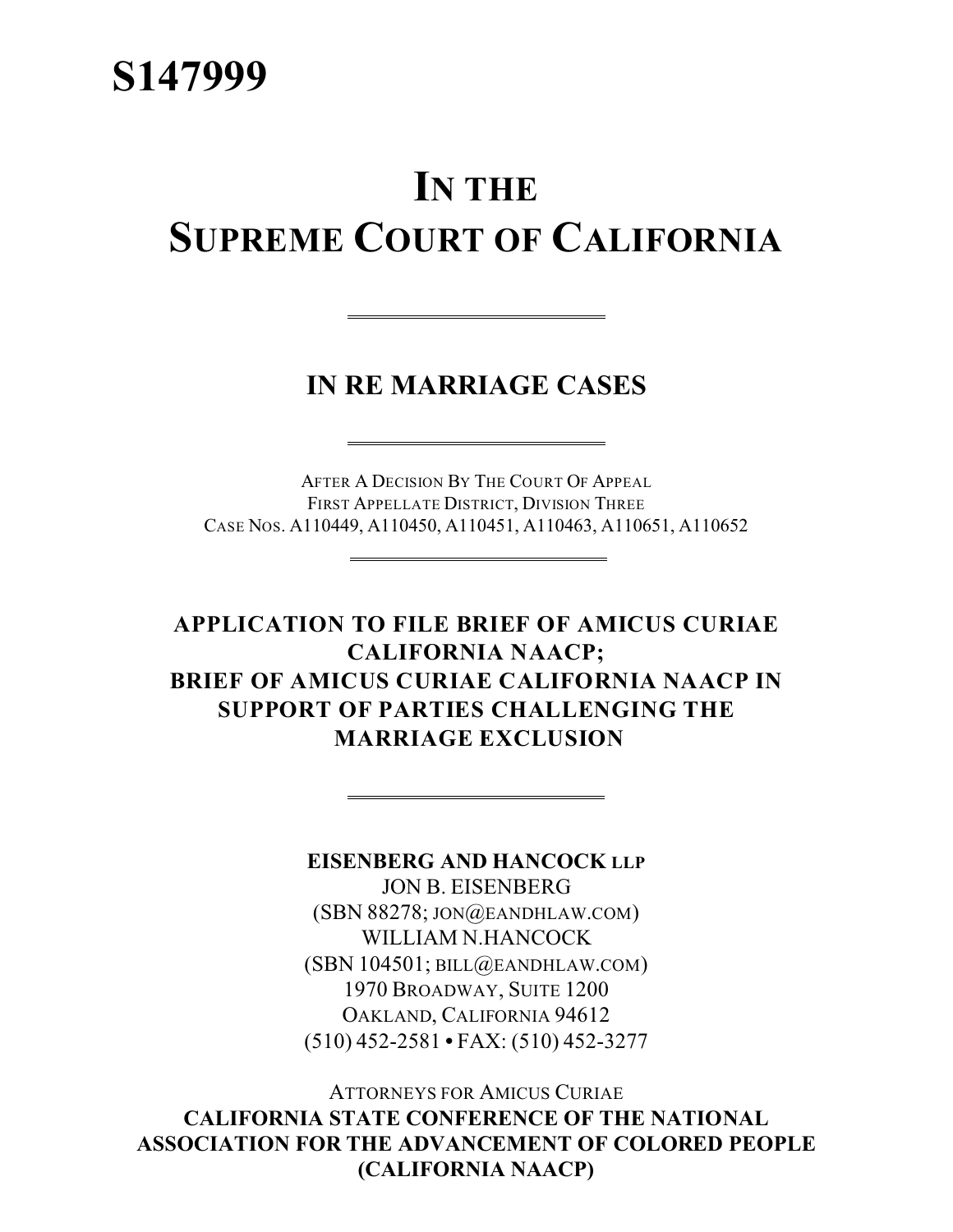**S147999**

# IN THE SUPREME COURT OF CALIFORNIA

---

## IN RE MARRIAGE CASES

---

AFTER A DECISION BY THE COURT OF APPEAL
FIRST APPELLATE DISTRICT, DIVISION THREE
CASE NOS. A110449, A110450, A110451, A110463, A110651, A110652

---

**APPLICATION TO FILE BRIEF OF AMICUS CURIAE CALIFORNIA NAACP;
BRIEF OF AMICUS CURIAE CALIFORNIA NAACP IN SUPPORT OF PARTIES CHALLENGING THE MARRIAGE EXCLUSION**

---

**EISENBERG AND HANCOCK LLP**
JON B. EISENBERG
(SBN 88278; JON@EANDHLAW.COM)
WILLIAM N.HANCOCK
(SBN 104501; BILL@EANDHLAW.COM)
1970 BROADWAY, SUITE 1200
OAKLAND, CALIFORNIA 94612
(510) 452-2581 • FAX: (510) 452-3277

ATTORNEYS FOR AMICUS CURIAE
**CALIFORNIA STATE CONFERENCE OF THE NATIONAL ASSOCIATION FOR THE ADVANCEMENT OF COLORED PEOPLE (CALIFORNIA NAACP)**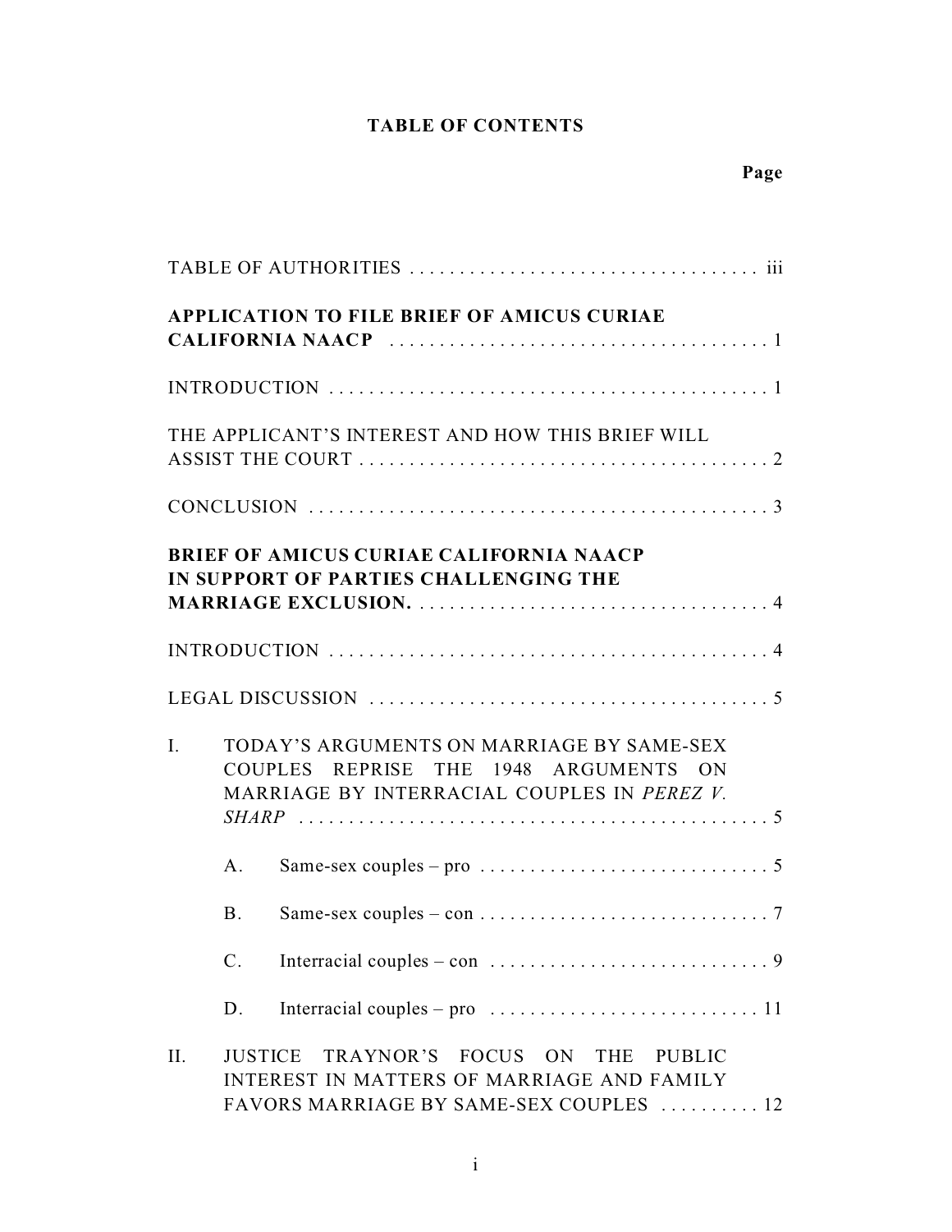# TABLE OF CONTENTS

**Page**

TABLE OF AUTHORITIES . . . . . . . . . . . . . . . . . . . . . . . . . . . . . . . . . . . iii

**APPLICATION TO FILE BRIEF OF AMICUS CURIAE CALIFORNIA NAACP** . . . . . . . . . . . . . . . . . . . . . . . . . . . . . . . . . . . . . . 1

INTRODUCTION . . . . . . . . . . . . . . . . . . . . . . . . . . . . . . . . . . . . . . . . . . . . 1

THE APPLICANT'S INTEREST AND HOW THIS BRIEF WILL ASSIST THE COURT . . . . . . . . . . . . . . . . . . . . . . . . . . . . . . . . . . . . . . . . . 2

CONCLUSION . . . . . . . . . . . . . . . . . . . . . . . . . . . . . . . . . . . . . . . . . . . . . . 3

**BRIEF OF AMICUS CURIAE CALIFORNIA NAACP IN SUPPORT OF PARTIES CHALLENGING THE MARRIAGE EXCLUSION.** . . . . . . . . . . . . . . . . . . . . . . . . . . . . . . . . . . . 4

INTRODUCTION . . . . . . . . . . . . . . . . . . . . . . . . . . . . . . . . . . . . . . . . . . . . 4

LEGAL DISCUSSION . . . . . . . . . . . . . . . . . . . . . . . . . . . . . . . . . . . . . . . . 5

I. TODAY'S ARGUMENTS ON MARRIAGE BY SAME-SEX COUPLES REPRISE THE 1948 ARGUMENTS ON MARRIAGE BY INTERRACIAL COUPLES IN *PEREZ V. SHARP* . . . . . . . . . . . . . . . . . . . . . . . . . . . . . . . . . . . . . . . . . . . . . . . . 5

   A. Same-sex couples – pro . . . . . . . . . . . . . . . . . . . . . . . . . . . . . 5

   B. Same-sex couples – con . . . . . . . . . . . . . . . . . . . . . . . . . . . . . 7

   C. Interracial couples – con . . . . . . . . . . . . . . . . . . . . . . . . . . . . 9

   D. Interracial couples – pro . . . . . . . . . . . . . . . . . . . . . . . . . . . 11

II. JUSTICE TRAYNOR'S FOCUS ON THE PUBLIC INTEREST IN MATTERS OF MARRIAGE AND FAMILY FAVORS MARRIAGE BY SAME-SEX COUPLES . . . . . . . . . . 12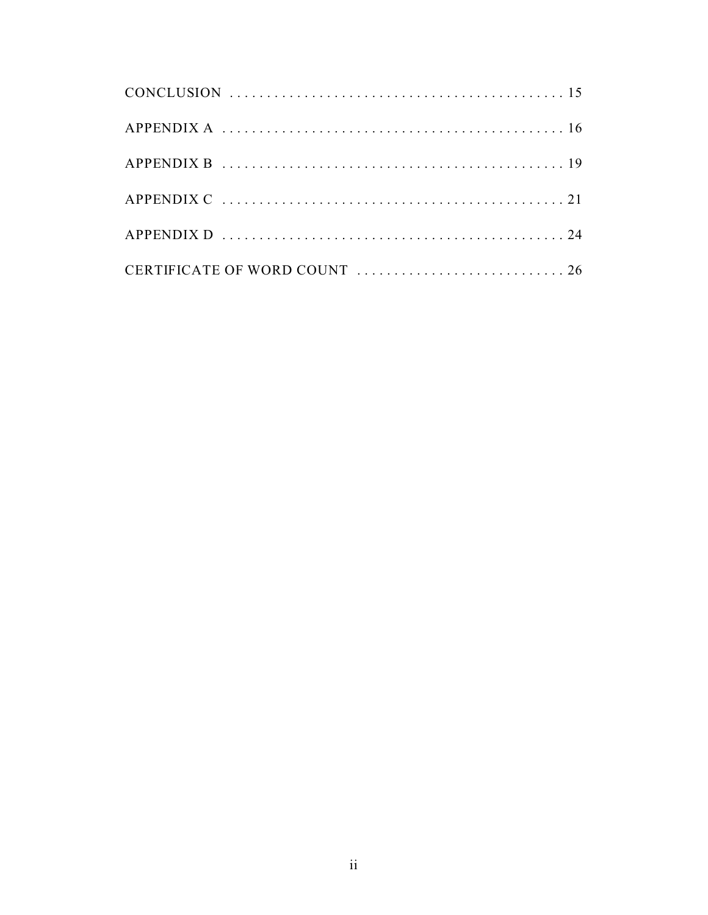CONCLUSION . . . . . . . . . . . . . . . . . . . . . . . . . . . . . . . . . . . . . . . . . . . . . 15

APPENDIX A . . . . . . . . . . . . . . . . . . . . . . . . . . . . . . . . . . . . . . . . . . . . . . 16

APPENDIX B . . . . . . . . . . . . . . . . . . . . . . . . . . . . . . . . . . . . . . . . . . . . . . 19

APPENDIX C . . . . . . . . . . . . . . . . . . . . . . . . . . . . . . . . . . . . . . . . . . . . . . 21

APPENDIX D . . . . . . . . . . . . . . . . . . . . . . . . . . . . . . . . . . . . . . . . . . . . . . 24

CERTIFICATE OF WORD COUNT . . . . . . . . . . . . . . . . . . . . . . . . . . . . 26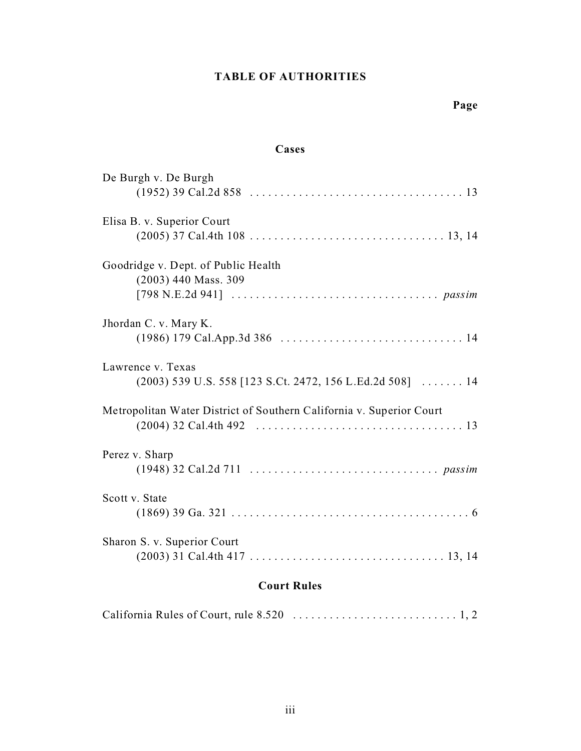# TABLE OF AUTHORITIES

**Page**

## Cases

De Burgh v. De Burgh
(1952) 39 Cal.2d 858 . . . . . . . . . . . . . . . . . . . . . . . . . . . . . . . . . . . 13

Elisa B. v. Superior Court
(2005) 37 Cal.4th 108 . . . . . . . . . . . . . . . . . . . . . . . . . . . . . . . . 13, 14

Goodridge v. Dept. of Public Health
(2003) 440 Mass. 309
[798 N.E.2d 941] . . . . . . . . . . . . . . . . . . . . . . . . . . . . . . . . . . *passim*

Jhordan C. v. Mary K.
(1986) 179 Cal.App.3d 386 . . . . . . . . . . . . . . . . . . . . . . . . . . . . . . 14

Lawrence v. Texas
(2003) 539 U.S. 558 [123 S.Ct. 2472, 156 L.Ed.2d 508] . . . . . . . 14

Metropolitan Water District of Southern California v. Superior Court
(2004) 32 Cal.4th 492 . . . . . . . . . . . . . . . . . . . . . . . . . . . . . . . . . . 13

Perez v. Sharp
(1948) 32 Cal.2d 711 . . . . . . . . . . . . . . . . . . . . . . . . . . . . . . . *passim*

Scott v. State
(1869) 39 Ga. 321 . . . . . . . . . . . . . . . . . . . . . . . . . . . . . . . . . . . . . . . 6

Sharon S. v. Superior Court
(2003) 31 Cal.4th 417 . . . . . . . . . . . . . . . . . . . . . . . . . . . . . . . . 13, 14

## Court Rules

California Rules of Court, rule 8.520 . . . . . . . . . . . . . . . . . . . . . . . . . . . 1, 2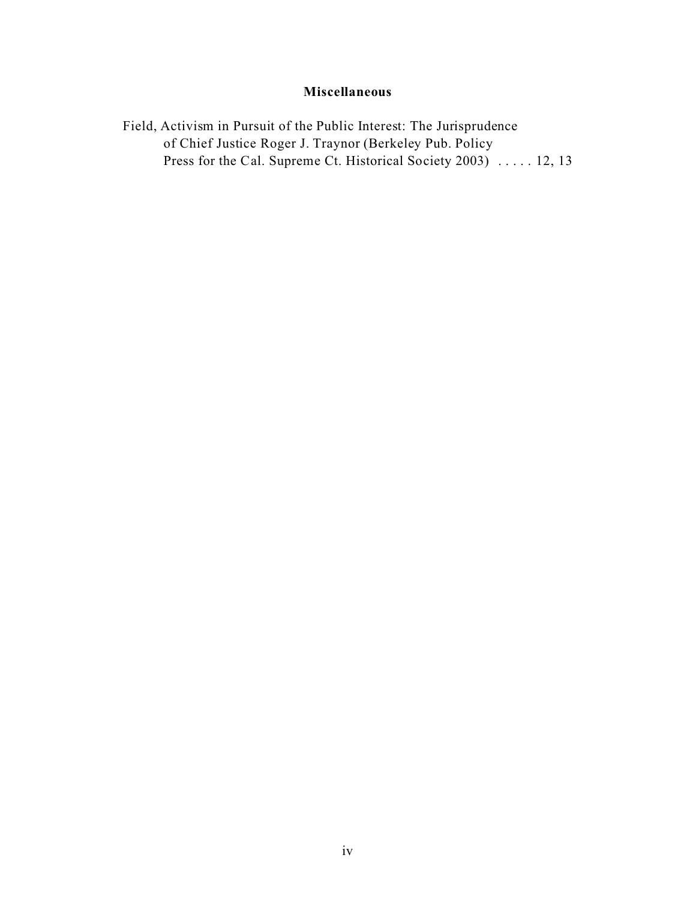## Miscellaneous

Field, Activism in Pursuit of the Public Interest: The Jurisprudence of Chief Justice Roger J. Traynor (Berkeley Pub. Policy Press for the Cal. Supreme Ct. Historical Society 2003) . . . . . 12, 13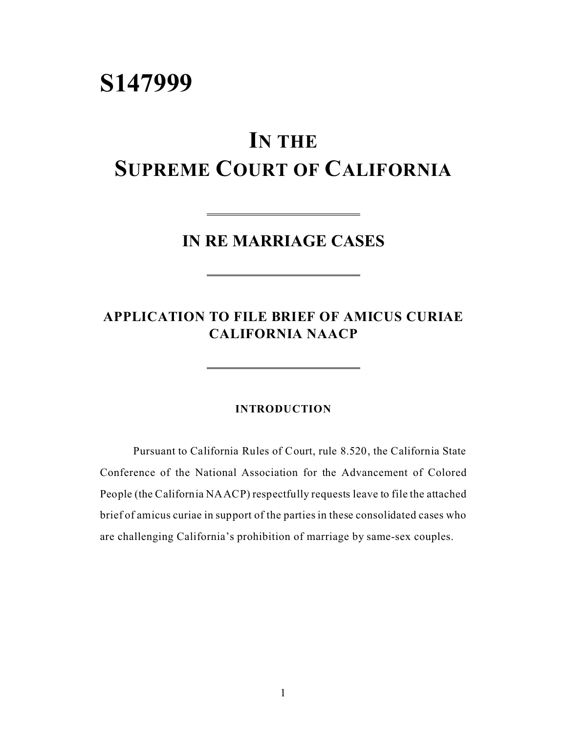# S147999

# IN THE SUPREME COURT OF CALIFORNIA

## IN RE MARRIAGE CASES

## APPLICATION TO FILE BRIEF OF AMICUS CURIAE CALIFORNIA NAACP

### INTRODUCTION

Pursuant to California Rules of Court, rule 8.520, the California State Conference of the National Association for the Advancement of Colored People (the California NAACP) respectfully requests leave to file the attached brief of amicus curiae in support of the parties in these consolidated cases who are challenging California's prohibition of marriage by same-sex couples.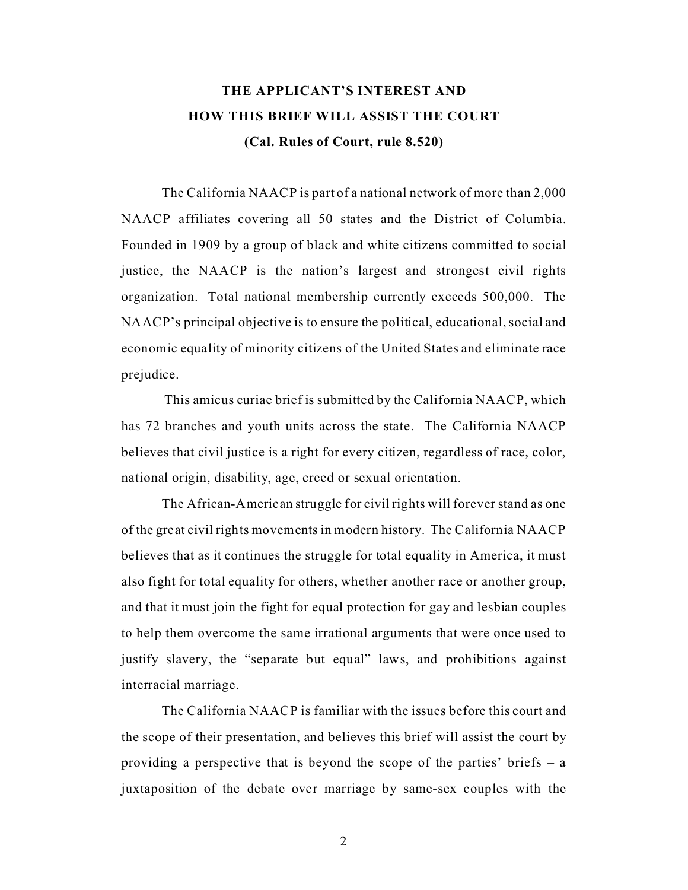## THE APPLICANT'S INTEREST AND HOW THIS BRIEF WILL ASSIST THE COURT

**(Cal. Rules of Court, rule 8.520)**

The California NAACP is part of a national network of more than 2,000 NAACP affiliates covering all 50 states and the District of Columbia. Founded in 1909 by a group of black and white citizens committed to social justice, the NAACP is the nation's largest and strongest civil rights organization. Total national membership currently exceeds 500,000. The NAACP's principal objective is to ensure the political, educational, social and economic equality of minority citizens of the United States and eliminate race prejudice.

This amicus curiae brief is submitted by the California NAACP, which has 72 branches and youth units across the state. The California NAACP believes that civil justice is a right for every citizen, regardless of race, color, national origin, disability, age, creed or sexual orientation.

The African-American struggle for civil rights will forever stand as one of the great civil rights movements in modern history. The California NAACP believes that as it continues the struggle for total equality in America, it must also fight for total equality for others, whether another race or another group, and that it must join the fight for equal protection for gay and lesbian couples to help them overcome the same irrational arguments that were once used to justify slavery, the "separate but equal" laws, and prohibitions against interracial marriage.

The California NAACP is familiar with the issues before this court and the scope of their presentation, and believes this brief will assist the court by providing a perspective that is beyond the scope of the parties' briefs – a juxtaposition of the debate over marriage by same-sex couples with the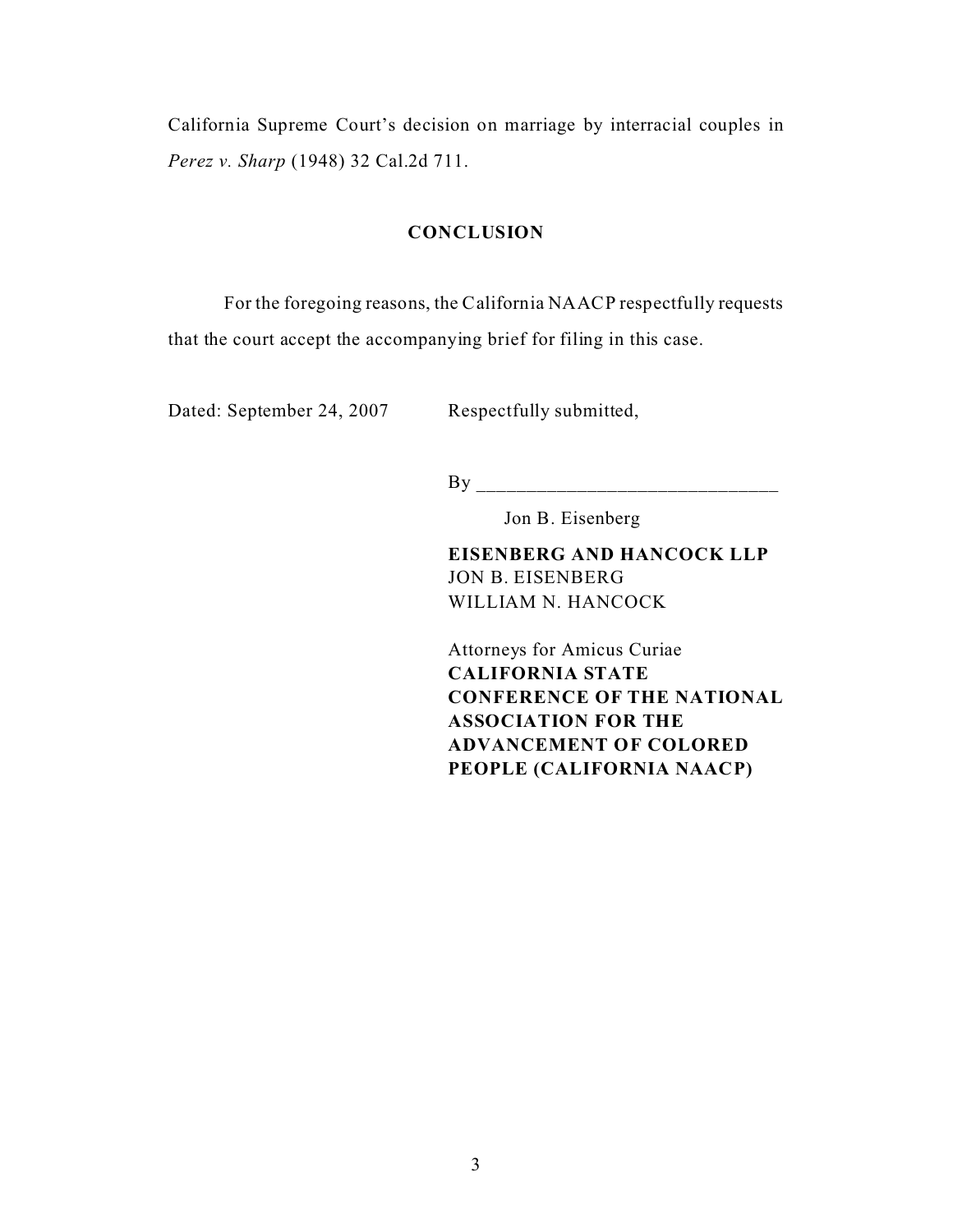California Supreme Court's decision on marriage by interracial couples in *Perez v. Sharp* (1948) 32 Cal.2d 711.

## CONCLUSION

For the foregoing reasons, the California NAACP respectfully requests that the court accept the accompanying brief for filing in this case.

Dated: September 24, 2007

Respectfully submitted,

By _______________________________

Jon B. Eisenberg

**EISENBERG AND HANCOCK LLP**
JON B. EISENBERG
WILLIAM N. HANCOCK

Attorneys for Amicus Curiae
**CALIFORNIA STATE CONFERENCE OF THE NATIONAL ASSOCIATION FOR THE ADVANCEMENT OF COLORED PEOPLE (CALIFORNIA NAACP)**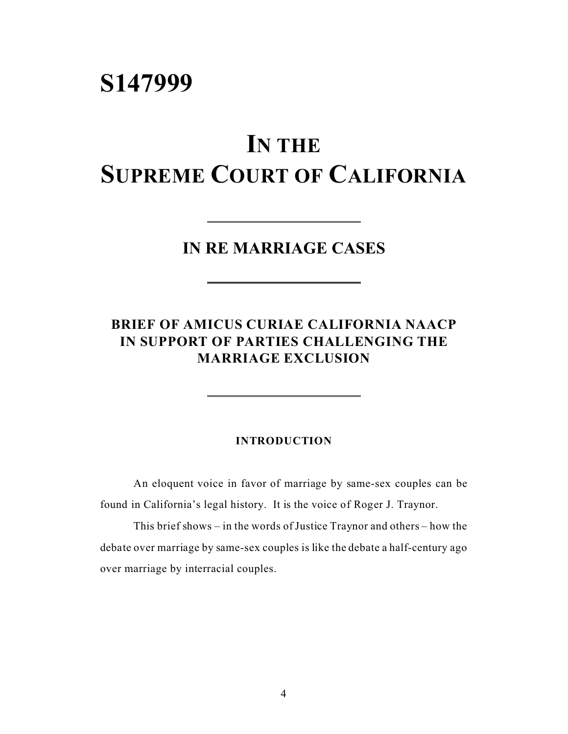# S147999

# IN THE SUPREME COURT OF CALIFORNIA

---

## IN RE MARRIAGE CASES

---

## BRIEF OF AMICUS CURIAE CALIFORNIA NAACP IN SUPPORT OF PARTIES CHALLENGING THE MARRIAGE EXCLUSION

---

### INTRODUCTION

An eloquent voice in favor of marriage by same-sex couples can be found in California's legal history. It is the voice of Roger J. Traynor.

This brief shows – in the words of Justice Traynor and others – how the debate over marriage by same-sex couples is like the debate a half-century ago over marriage by interracial couples.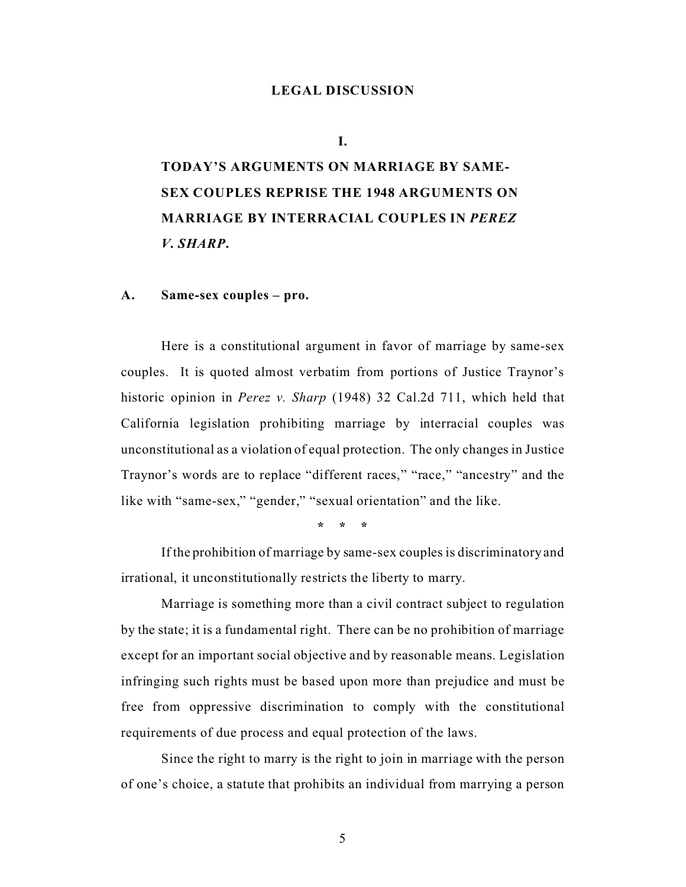# LEGAL DISCUSSION

## I.

## TODAY'S ARGUMENTS ON MARRIAGE BY SAME-SEX COUPLES REPRISE THE 1948 ARGUMENTS ON MARRIAGE BY INTERRACIAL COUPLES IN *PEREZ V. SHARP*.

### A. Same-sex couples – pro.

Here is a constitutional argument in favor of marriage by same-sex couples. It is quoted almost verbatim from portions of Justice Traynor's historic opinion in *Perez v. Sharp* (1948) 32 Cal.2d 711, which held that California legislation prohibiting marriage by interracial couples was unconstitutional as a violation of equal protection. The only changes in Justice Traynor's words are to replace "different races," "race," "ancestry" and the like with "same-sex," "gender," "sexual orientation" and the like.

\* \* \*

If the prohibition of marriage by same-sex couples is discriminatory and irrational, it unconstitutionally restricts the liberty to marry.

Marriage is something more than a civil contract subject to regulation by the state; it is a fundamental right. There can be no prohibition of marriage except for an important social objective and by reasonable means. Legislation infringing such rights must be based upon more than prejudice and must be free from oppressive discrimination to comply with the constitutional requirements of due process and equal protection of the laws.

Since the right to marry is the right to join in marriage with the person of one's choice, a statute that prohibits an individual from marrying a person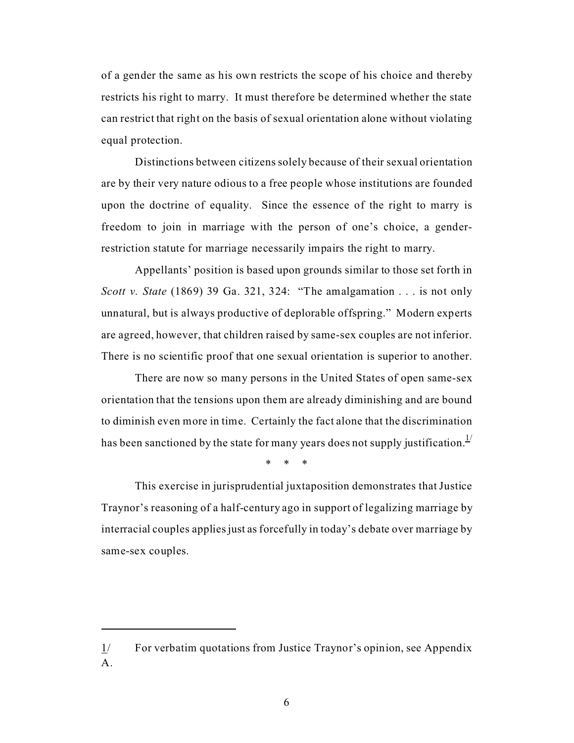of a gender the same as his own restricts the scope of his choice and thereby restricts his right to marry. It must therefore be determined whether the state can restrict that right on the basis of sexual orientation alone without violating equal protection.

Distinctions between citizens solely because of their sexual orientation are by their very nature odious to a free people whose institutions are founded upon the doctrine of equality. Since the essence of the right to marry is freedom to join in marriage with the person of one's choice, a gender-restriction statute for marriage necessarily impairs the right to marry.

Appellants' position is based upon grounds similar to those set forth in *Scott v. State* (1869) 39 Ga. 321, 324: "The amalgamation . . . is not only unnatural, but is always productive of deplorable offspring." Modern experts are agreed, however, that children raised by same-sex couples are not inferior. There is no scientific proof that one sexual orientation is superior to another.

There are now so many persons in the United States of open same-sex orientation that the tensions upon them are already diminishing and are bound to diminish even more in time. Certainly the fact alone that the discrimination has been sanctioned by the state for many years does not supply justification.[1/]

\* \* \*

This exercise in jurisprudential juxtaposition demonstrates that Justice Traynor's reasoning of a half-century ago in support of legalizing marriage by interracial couples applies just as forcefully in today's debate over marriage by same-sex couples.

---

1/ For verbatim quotations from Justice Traynor's opinion, see Appendix A.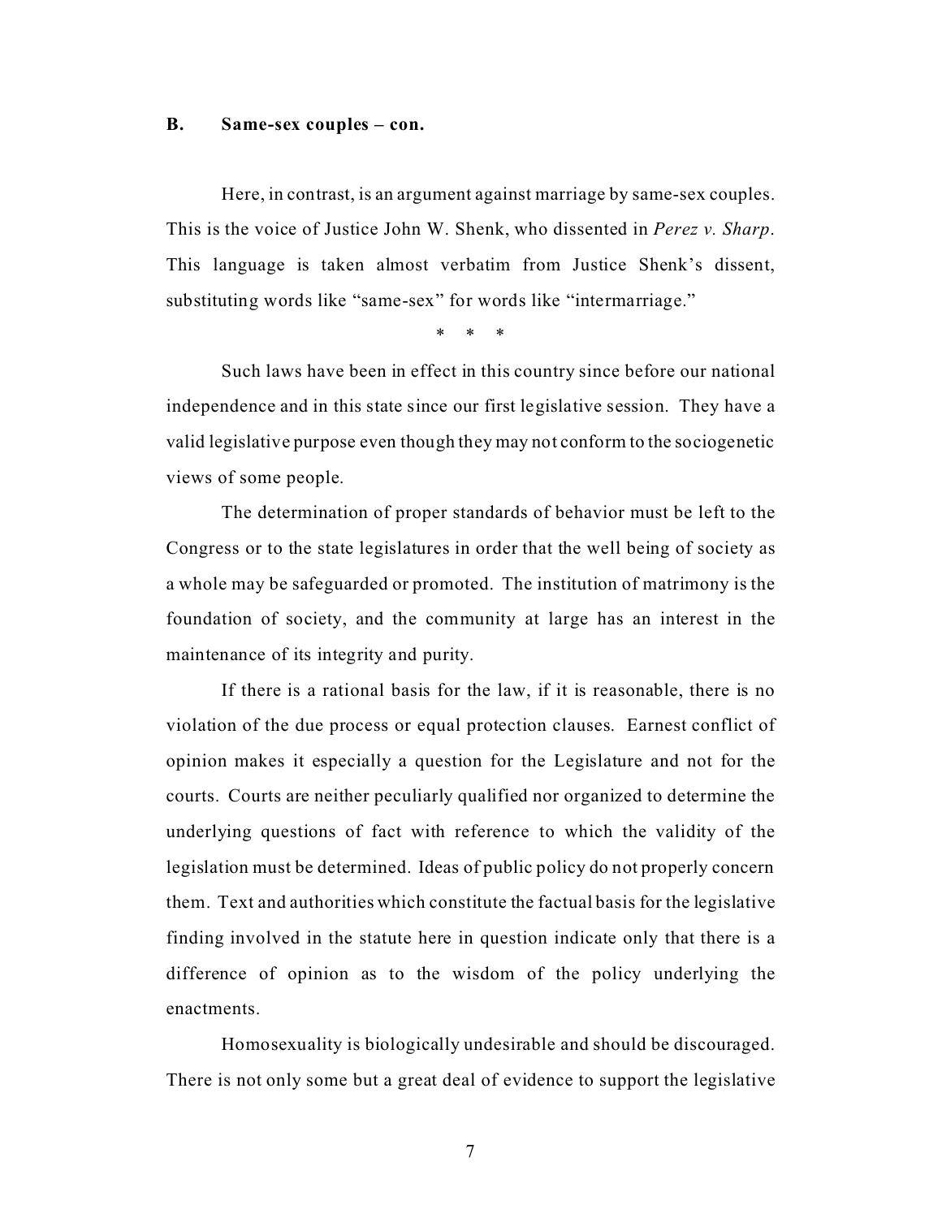### B. Same-sex couples – con.

Here, in contrast, is an argument against marriage by same-sex couples. This is the voice of Justice John W. Shenk, who dissented in *Perez v. Sharp*. This language is taken almost verbatim from Justice Shenk's dissent, substituting words like "same-sex" for words like "intermarriage."

\* \* \*

Such laws have been in effect in this country since before our national independence and in this state since our first legislative session. They have a valid legislative purpose even though they may not conform to the sociogenetic views of some people.

The determination of proper standards of behavior must be left to the Congress or to the state legislatures in order that the well being of society as a whole may be safeguarded or promoted. The institution of matrimony is the foundation of society, and the community at large has an interest in the maintenance of its integrity and purity.

If there is a rational basis for the law, if it is reasonable, there is no violation of the due process or equal protection clauses. Earnest conflict of opinion makes it especially a question for the Legislature and not for the courts. Courts are neither peculiarly qualified nor organized to determine the underlying questions of fact with reference to which the validity of the legislation must be determined. Ideas of public policy do not properly concern them. Text and authorities which constitute the factual basis for the legislative finding involved in the statute here in question indicate only that there is a difference of opinion as to the wisdom of the policy underlying the enactments.

Homosexuality is biologically undesirable and should be discouraged. There is not only some but a great deal of evidence to support the legislative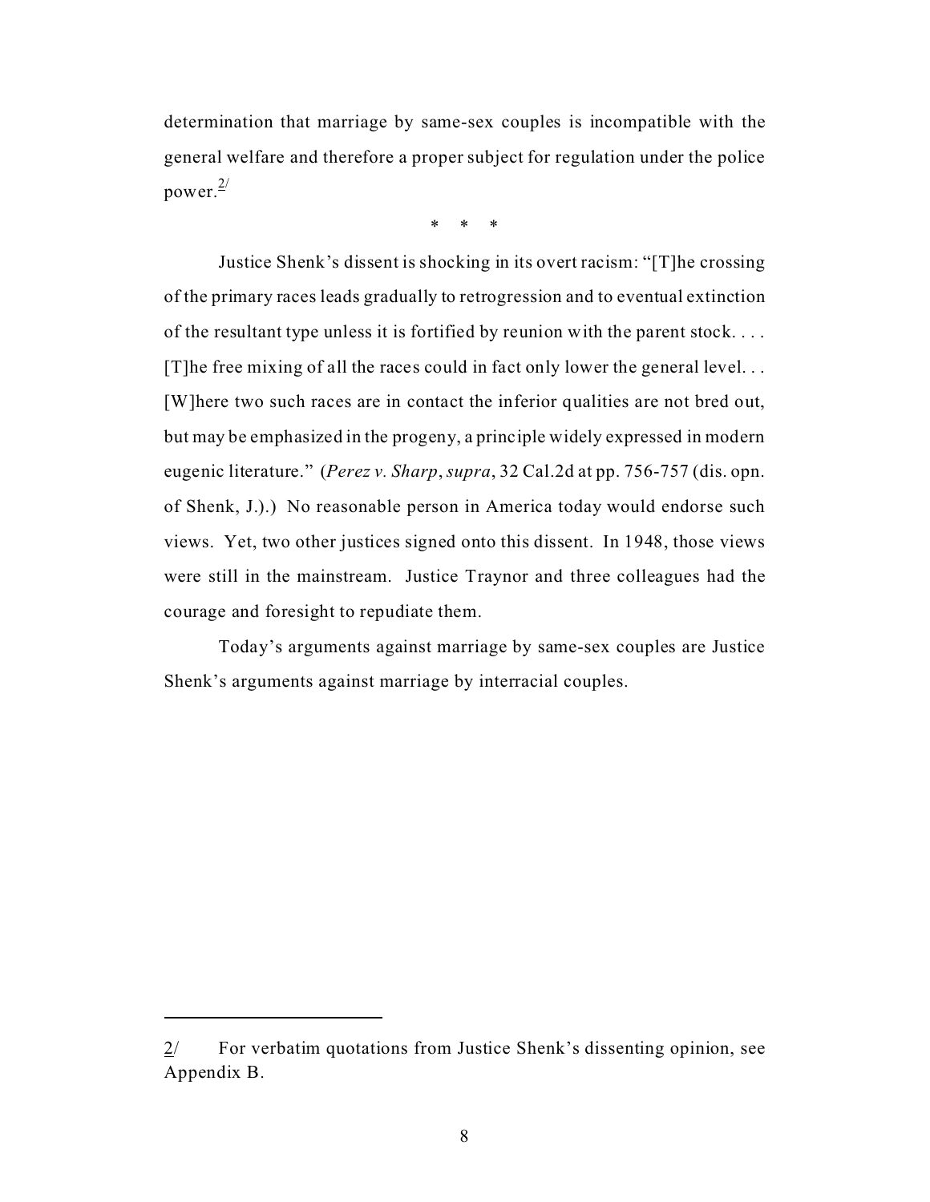determination that marriage by same-sex couples is incompatible with the general welfare and therefore a proper subject for regulation under the police power.[2/]

\* \* \*

Justice Shenk's dissent is shocking in its overt racism: "[T]he crossing of the primary races leads gradually to retrogression and to eventual extinction of the resultant type unless it is fortified by reunion with the parent stock. . . . [T]he free mixing of all the races could in fact only lower the general level. . . [W]here two such races are in contact the inferior qualities are not bred out, but may be emphasized in the progeny, a principle widely expressed in modern eugenic literature." (*Perez v. Sharp*, *supra*, 32 Cal.2d at pp. 756-757 (dis. opn. of Shenk, J.).) No reasonable person in America today would endorse such views. Yet, two other justices signed onto this dissent. In 1948, those views were still in the mainstream. Justice Traynor and three colleagues had the courage and foresight to repudiate them.

Today's arguments against marriage by same-sex couples are Justice Shenk's arguments against marriage by interracial couples.

---

2/ For verbatim quotations from Justice Shenk's dissenting opinion, see Appendix B.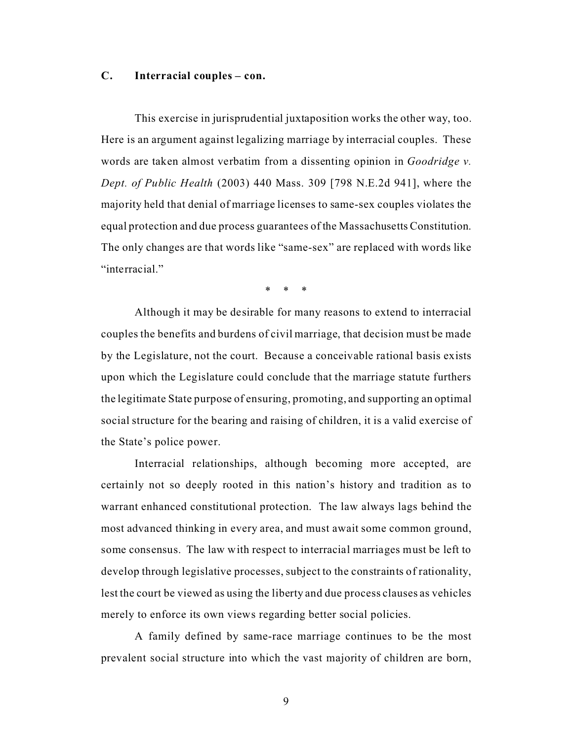### C. Interracial couples – con.

This exercise in jurisprudential juxtaposition works the other way, too. Here is an argument against legalizing marriage by interracial couples. These words are taken almost verbatim from a dissenting opinion in *Goodridge v. Dept. of Public Health* (2003) 440 Mass. 309 [798 N.E.2d 941], where the majority held that denial of marriage licenses to same-sex couples violates the equal protection and due process guarantees of the Massachusetts Constitution. The only changes are that words like "same-sex" are replaced with words like "interracial."

\* \* \*

Although it may be desirable for many reasons to extend to interracial couples the benefits and burdens of civil marriage, that decision must be made by the Legislature, not the court. Because a conceivable rational basis exists upon which the Legislature could conclude that the marriage statute furthers the legitimate State purpose of ensuring, promoting, and supporting an optimal social structure for the bearing and raising of children, it is a valid exercise of the State's police power.

Interracial relationships, although becoming more accepted, are certainly not so deeply rooted in this nation's history and tradition as to warrant enhanced constitutional protection. The law always lags behind the most advanced thinking in every area, and must await some common ground, some consensus. The law with respect to interracial marriages must be left to develop through legislative processes, subject to the constraints of rationality, lest the court be viewed as using the liberty and due process clauses as vehicles merely to enforce its own views regarding better social policies.

A family defined by same-race marriage continues to be the most prevalent social structure into which the vast majority of children are born,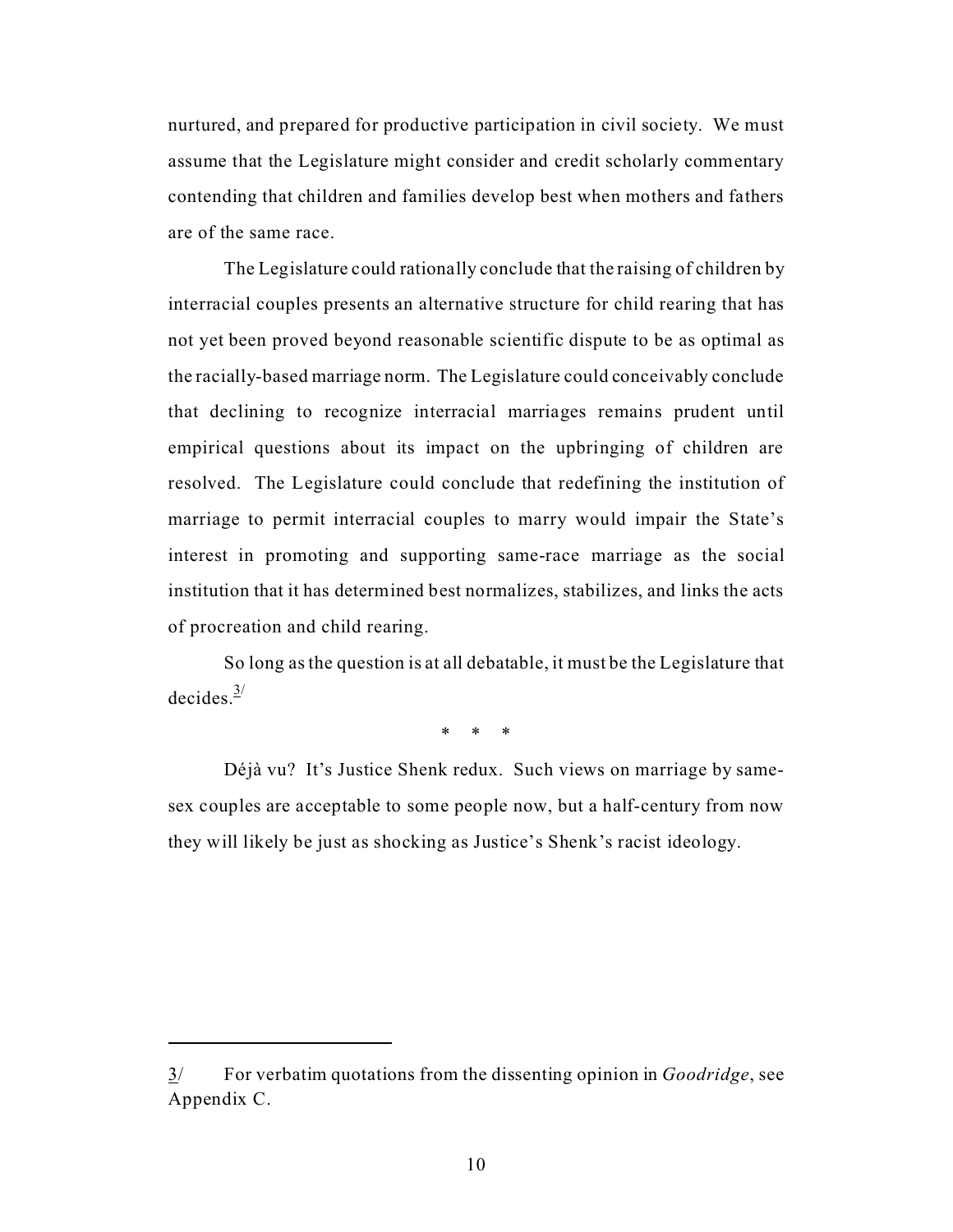nurtured, and prepared for productive participation in civil society. We must assume that the Legislature might consider and credit scholarly commentary contending that children and families develop best when mothers and fathers are of the same race.

The Legislature could rationally conclude that the raising of children by interracial couples presents an alternative structure for child rearing that has not yet been proved beyond reasonable scientific dispute to be as optimal as the racially-based marriage norm. The Legislature could conceivably conclude that declining to recognize interracial marriages remains prudent until empirical questions about its impact on the upbringing of children are resolved. The Legislature could conclude that redefining the institution of marriage to permit interracial couples to marry would impair the State's interest in promoting and supporting same-race marriage as the social institution that it has determined best normalizes, stabilizes, and links the acts of procreation and child rearing.

So long as the question is at all debatable, it must be the Legislature that decides.[3/]

\* \* \*

Déjà vu? It's Justice Shenk redux. Such views on marriage by same-sex couples are acceptable to some people now, but a half-century from now they will likely be just as shocking as Justice's Shenk's racist ideology.

---

3/ For verbatim quotations from the dissenting opinion in *Goodridge*, see Appendix C.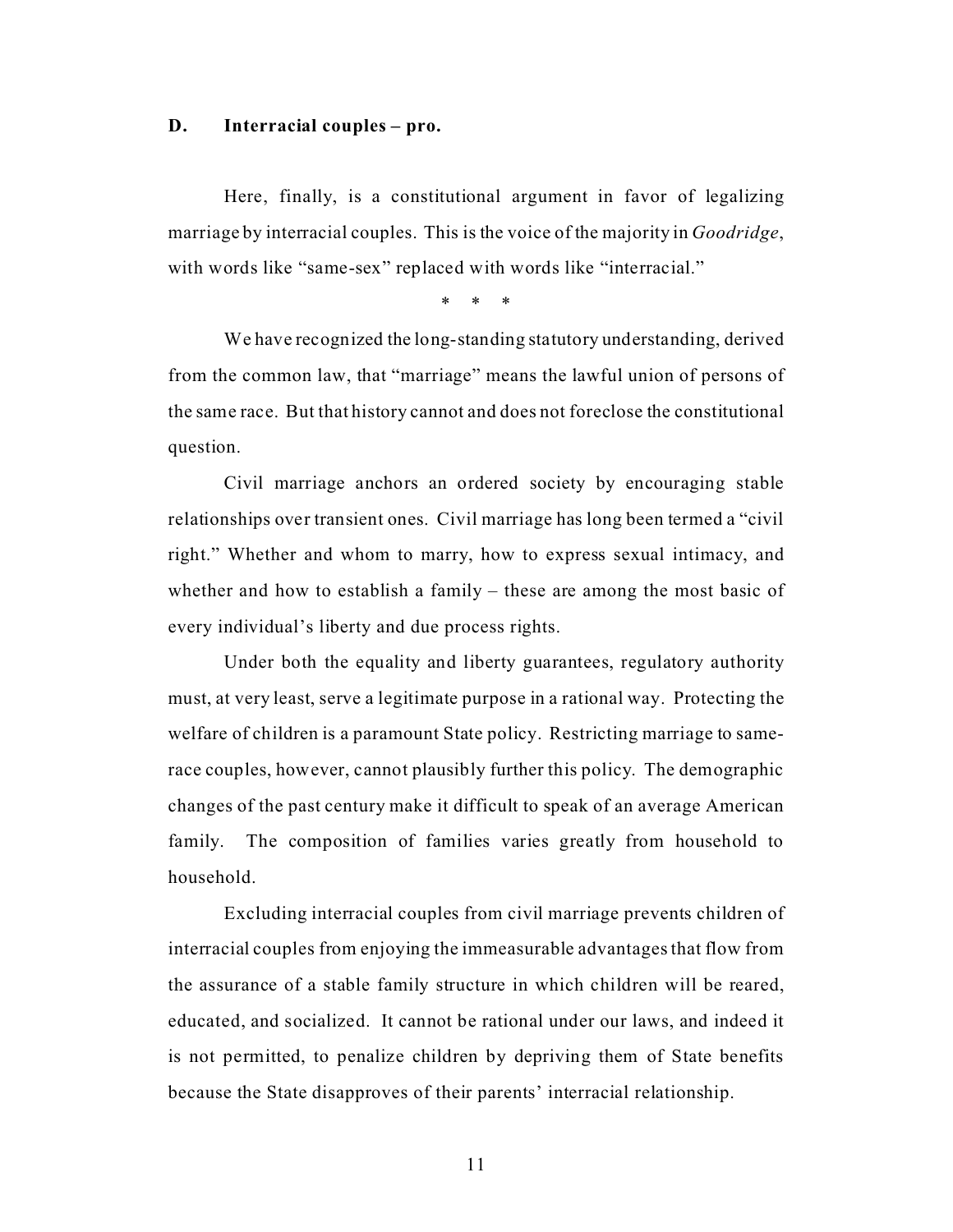### D. Interracial couples – pro.

Here, finally, is a constitutional argument in favor of legalizing marriage by interracial couples. This is the voice of the majority in *Goodridge*, with words like "same-sex" replaced with words like "interracial."

\* \* \*

We have recognized the long-standing statutory understanding, derived from the common law, that "marriage" means the lawful union of persons of the same race. But that history cannot and does not foreclose the constitutional question.

Civil marriage anchors an ordered society by encouraging stable relationships over transient ones. Civil marriage has long been termed a "civil right." Whether and whom to marry, how to express sexual intimacy, and whether and how to establish a family – these are among the most basic of every individual's liberty and due process rights.

Under both the equality and liberty guarantees, regulatory authority must, at very least, serve a legitimate purpose in a rational way. Protecting the welfare of children is a paramount State policy. Restricting marriage to same-race couples, however, cannot plausibly further this policy. The demographic changes of the past century make it difficult to speak of an average American family. The composition of families varies greatly from household to household.

Excluding interracial couples from civil marriage prevents children of interracial couples from enjoying the immeasurable advantages that flow from the assurance of a stable family structure in which children will be reared, educated, and socialized. It cannot be rational under our laws, and indeed it is not permitted, to penalize children by depriving them of State benefits because the State disapproves of their parents' interracial relationship.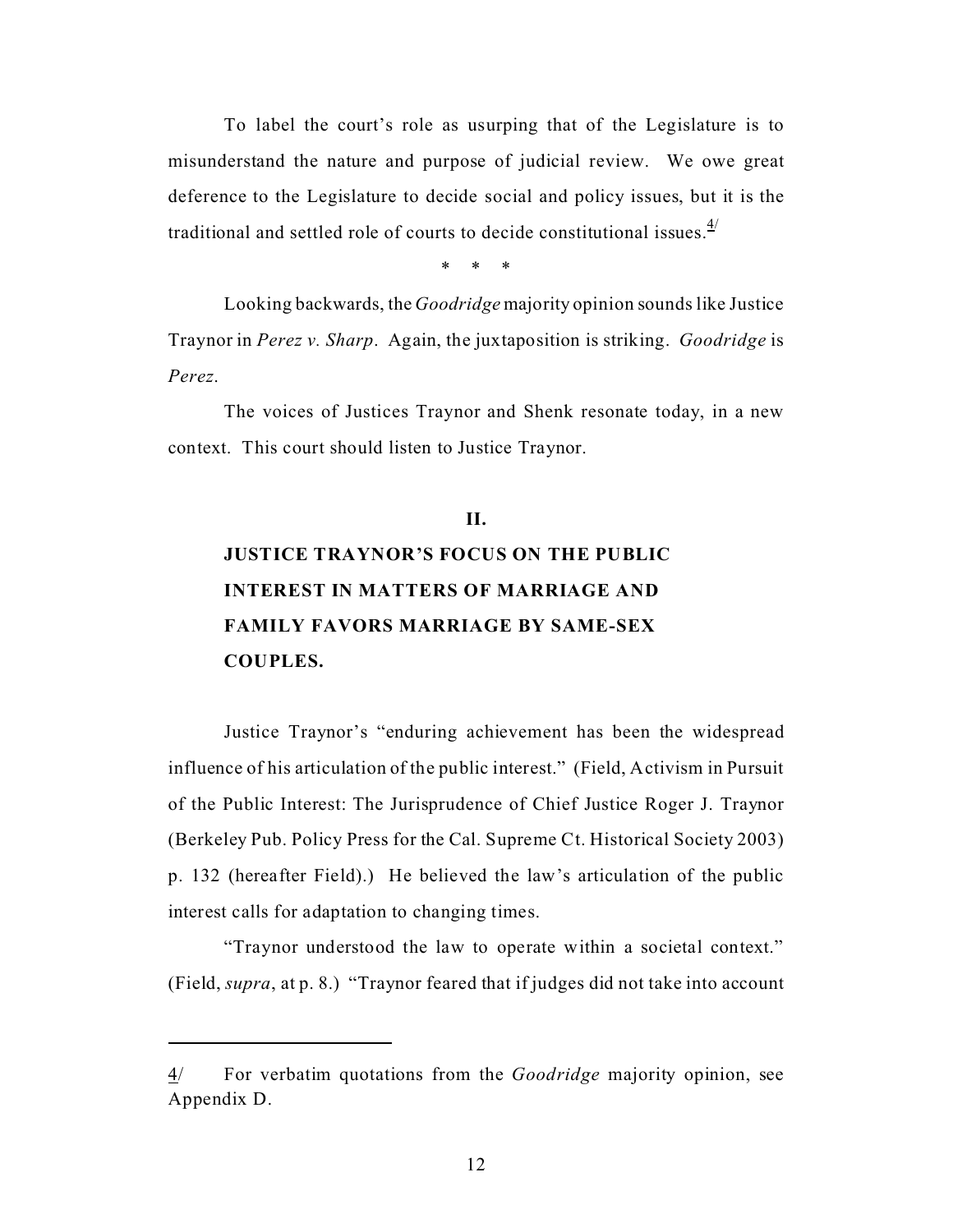To label the court's role as usurping that of the Legislature is to misunderstand the nature and purpose of judicial review. We owe great deference to the Legislature to decide social and policy issues, but it is the traditional and settled role of courts to decide constitutional issues.[4/]

\* \* \*

Looking backwards, the *Goodridge* majority opinion sounds like Justice Traynor in *Perez v. Sharp*. Again, the juxtaposition is striking. *Goodridge* is *Perez*.

The voices of Justices Traynor and Shenk resonate today, in a new context. This court should listen to Justice Traynor.

## II.

## JUSTICE TRAYNOR'S FOCUS ON THE PUBLIC INTEREST IN MATTERS OF MARRIAGE AND FAMILY FAVORS MARRIAGE BY SAME-SEX COUPLES.

Justice Traynor's "enduring achievement has been the widespread influence of his articulation of the public interest." (Field, Activism in Pursuit of the Public Interest: The Jurisprudence of Chief Justice Roger J. Traynor (Berkeley Pub. Policy Press for the Cal. Supreme Ct. Historical Society 2003) p. 132 (hereafter Field).) He believed the law's articulation of the public interest calls for adaptation to changing times.

"Traynor understood the law to operate within a societal context." (Field, *supra*, at p. 8.) "Traynor feared that if judges did not take into account

---

4/ For verbatim quotations from the *Goodridge* majority opinion, see Appendix D.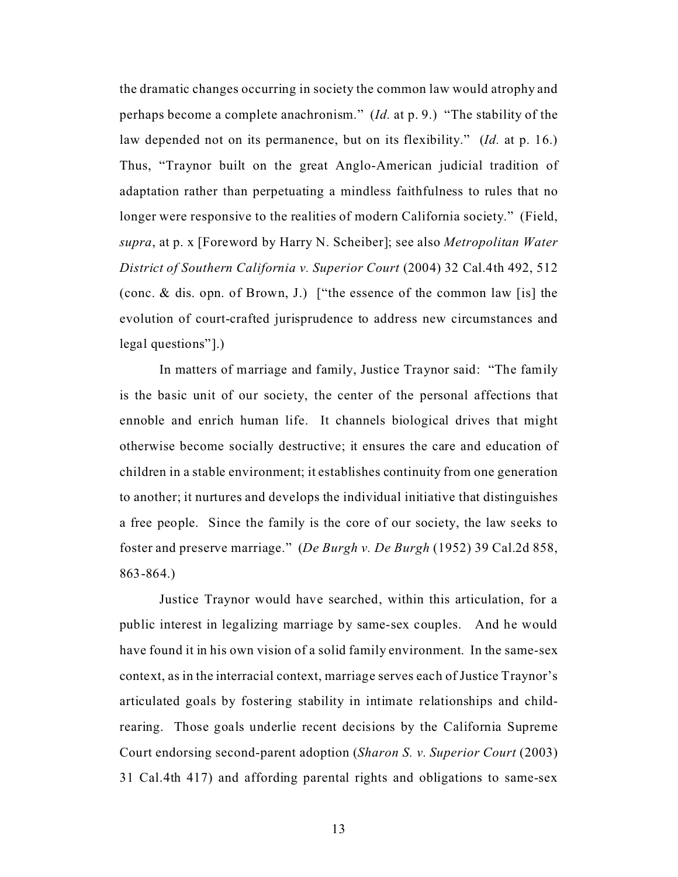the dramatic changes occurring in society the common law would atrophy and perhaps become a complete anachronism." (*Id.* at p. 9.) "The stability of the law depended not on its permanence, but on its flexibility." (*Id.* at p. 16.) Thus, "Traynor built on the great Anglo-American judicial tradition of adaptation rather than perpetuating a mindless faithfulness to rules that no longer were responsive to the realities of modern California society." (Field, *supra*, at p. x [Foreword by Harry N. Scheiber]; see also *Metropolitan Water District of Southern California v. Superior Court* (2004) 32 Cal.4th 492, 512 (conc. & dis. opn. of Brown, J.) ["the essence of the common law [is] the evolution of court-crafted jurisprudence to address new circumstances and legal questions"].)

In matters of marriage and family, Justice Traynor said: "The family is the basic unit of our society, the center of the personal affections that ennoble and enrich human life. It channels biological drives that might otherwise become socially destructive; it ensures the care and education of children in a stable environment; it establishes continuity from one generation to another; it nurtures and develops the individual initiative that distinguishes a free people. Since the family is the core of our society, the law seeks to foster and preserve marriage." (*De Burgh v. De Burgh* (1952) 39 Cal.2d 858, 863-864.)

Justice Traynor would have searched, within this articulation, for a public interest in legalizing marriage by same-sex couples. And he would have found it in his own vision of a solid family environment. In the same-sex context, as in the interracial context, marriage serves each of Justice Traynor's articulated goals by fostering stability in intimate relationships and child-rearing. Those goals underlie recent decisions by the California Supreme Court endorsing second-parent adoption (*Sharon S. v. Superior Court* (2003) 31 Cal.4th 417) and affording parental rights and obligations to same-sex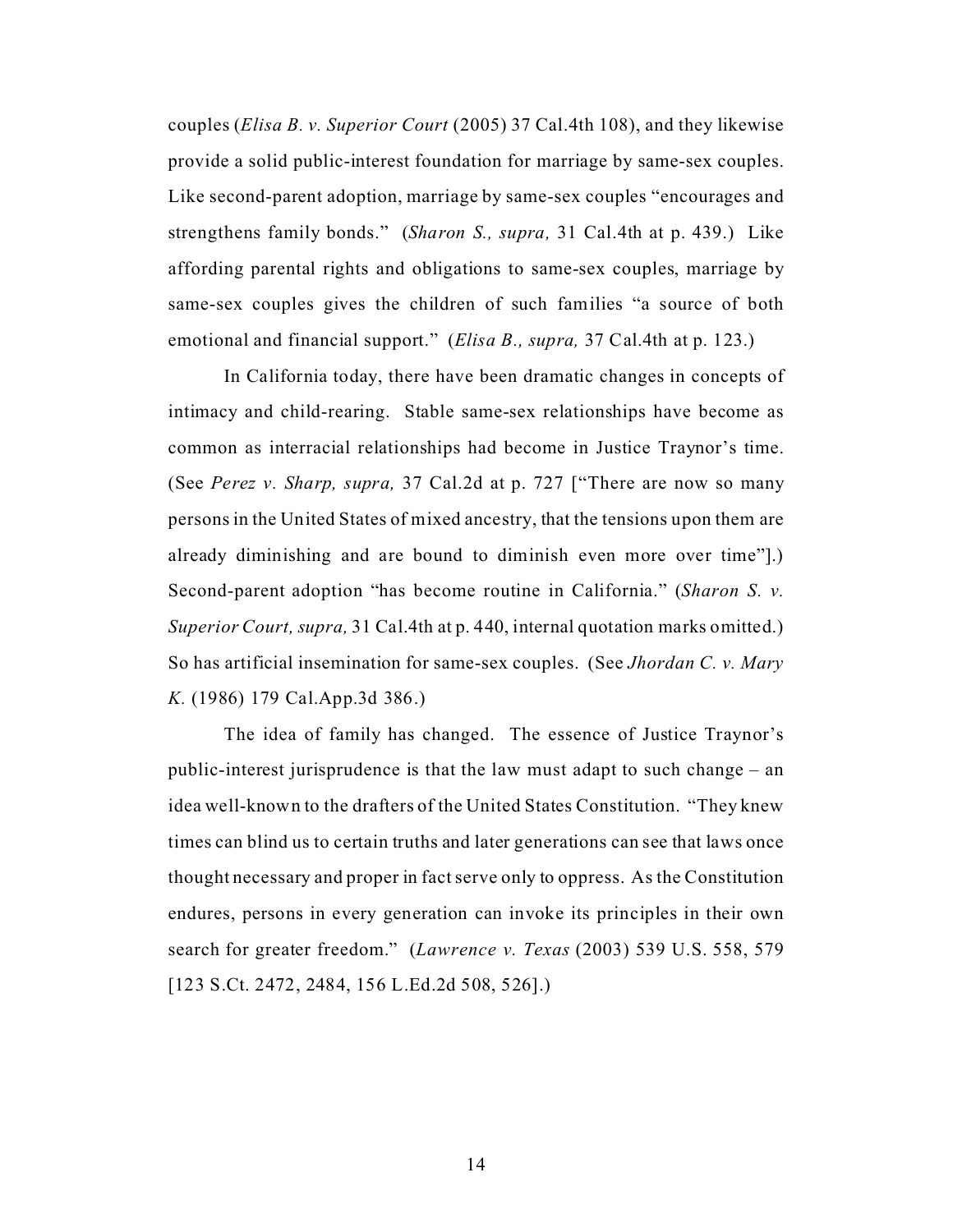couples (*Elisa B. v. Superior Court* (2005) 37 Cal.4th 108), and they likewise provide a solid public-interest foundation for marriage by same-sex couples. Like second-parent adoption, marriage by same-sex couples "encourages and strengthens family bonds." (*Sharon S., supra,* 31 Cal.4th at p. 439.) Like affording parental rights and obligations to same-sex couples, marriage by same-sex couples gives the children of such families "a source of both emotional and financial support." (*Elisa B., supra,* 37 Cal.4th at p. 123.)

In California today, there have been dramatic changes in concepts of intimacy and child-rearing. Stable same-sex relationships have become as common as interracial relationships had become in Justice Traynor's time. (See *Perez v. Sharp, supra,* 37 Cal.2d at p. 727 ["There are now so many persons in the United States of mixed ancestry, that the tensions upon them are already diminishing and are bound to diminish even more over time"].) Second-parent adoption "has become routine in California." (*Sharon S. v. Superior Court, supra,* 31 Cal.4th at p. 440, internal quotation marks omitted.) So has artificial insemination for same-sex couples. (See *Jhordan C. v. Mary K.* (1986) 179 Cal.App.3d 386.)

The idea of family has changed. The essence of Justice Traynor's public-interest jurisprudence is that the law must adapt to such change – an idea well-known to the drafters of the United States Constitution. "They knew times can blind us to certain truths and later generations can see that laws once thought necessary and proper in fact serve only to oppress. As the Constitution endures, persons in every generation can invoke its principles in their own search for greater freedom." (*Lawrence v. Texas* (2003) 539 U.S. 558, 579 [123 S.Ct. 2472, 2484, 156 L.Ed.2d 508, 526].)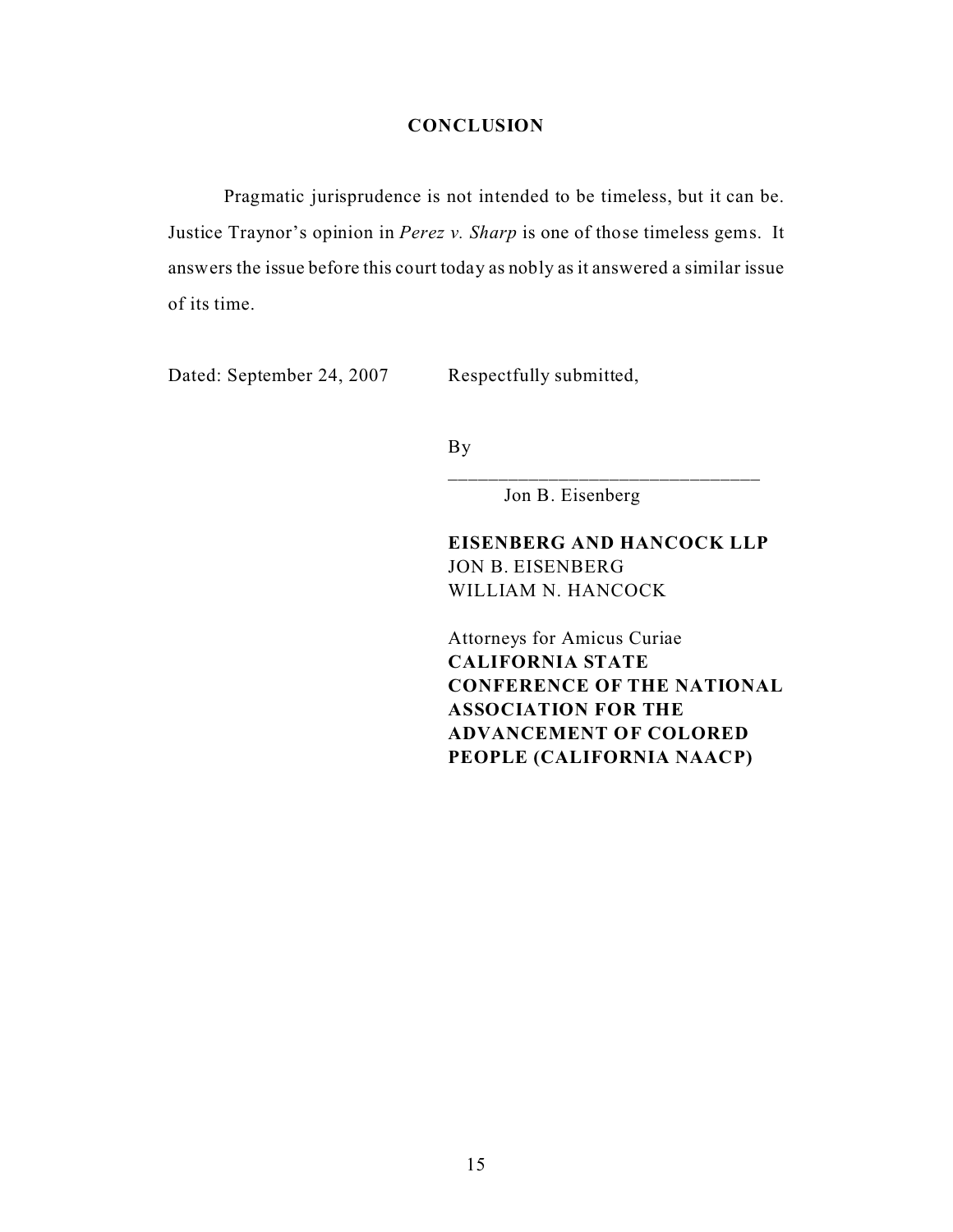## CONCLUSION

Pragmatic jurisprudence is not intended to be timeless, but it can be. Justice Traynor's opinion in *Perez v. Sharp* is one of those timeless gems. It answers the issue before this court today as nobly as it answered a similar issue of its time.

Dated: September 24, 2007

Respectfully submitted,

By

\_\_\_\_\_\_\_\_\_\_\_\_\_\_\_\_\_\_\_\_\_\_\_\_\_\_\_\_\_\_\_\_

Jon B. Eisenberg

**EISENBERG AND HANCOCK LLP**
JON B. EISENBERG
WILLIAM N. HANCOCK

Attorneys for Amicus Curiae
**CALIFORNIA STATE CONFERENCE OF THE NATIONAL ASSOCIATION FOR THE ADVANCEMENT OF COLORED PEOPLE (CALIFORNIA NAACP)**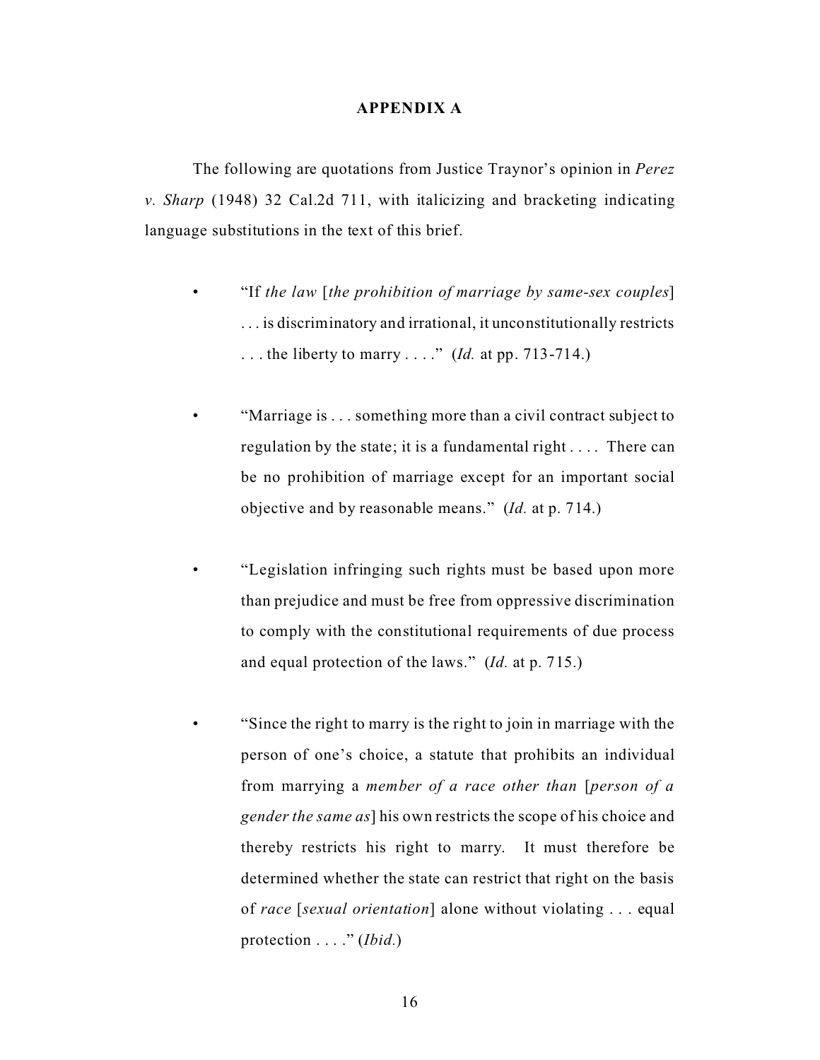## APPENDIX A

The following are quotations from Justice Traynor's opinion in *Perez v. Sharp* (1948) 32 Cal.2d 711, with italicizing and bracketing indicating language substitutions in the text of this brief.

- "If *the law* [*the prohibition of marriage by same-sex couples*] . . . is discriminatory and irrational, it unconstitutionally restricts . . . the liberty to marry . . . ." (*Id.* at pp. 713-714.)

- "Marriage is . . . something more than a civil contract subject to regulation by the state; it is a fundamental right . . . . There can be no prohibition of marriage except for an important social objective and by reasonable means." (*Id.* at p. 714.)

- "Legislation infringing such rights must be based upon more than prejudice and must be free from oppressive discrimination to comply with the constitutional requirements of due process and equal protection of the laws." (*Id.* at p. 715.)

- "Since the right to marry is the right to join in marriage with the person of one's choice, a statute that prohibits an individual from marrying a *member of a race other than* [*person of a gender the same as*] his own restricts the scope of his choice and thereby restricts his right to marry. It must therefore be determined whether the state can restrict that right on the basis of *race* [*sexual orientation*] alone without violating . . . equal protection . . . ." (*Ibid.*)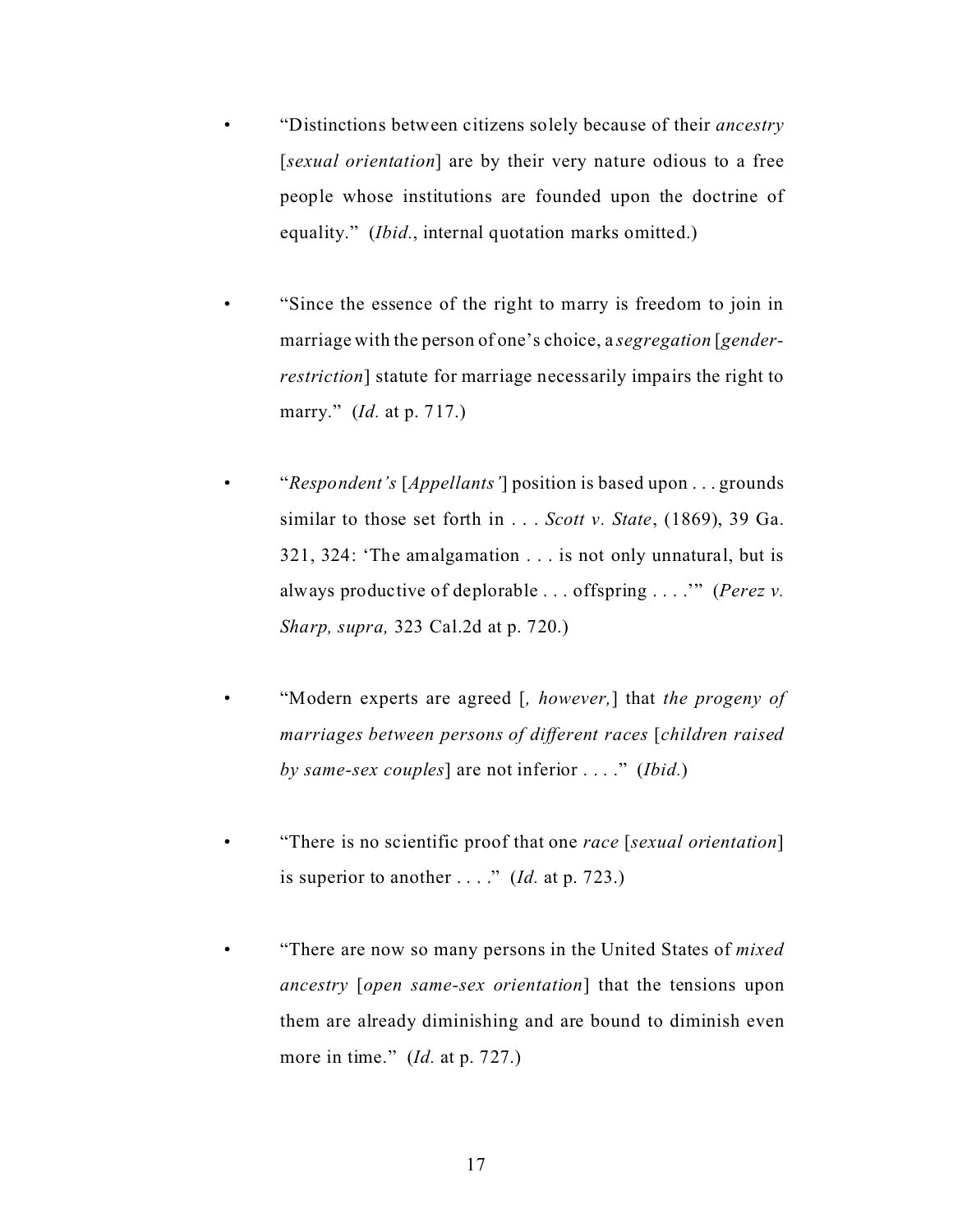- "Distinctions between citizens solely because of their *ancestry* [*sexual orientation*] are by their very nature odious to a free people whose institutions are founded upon the doctrine of equality." (*Ibid.*, internal quotation marks omitted.)

- "Since the essence of the right to marry is freedom to join in marriage with the person of one's choice, a *segregation* [*gender-restriction*] statute for marriage necessarily impairs the right to marry." (*Id.* at p. 717.)

- "*Respondent's* [*Appellants'*] position is based upon . . . grounds similar to those set forth in . . . *Scott v. State*, (1869), 39 Ga. 321, 324: 'The amalgamation . . . is not only unnatural, but is always productive of deplorable . . . offspring . . . .'" (*Perez v. Sharp, supra,* 323 Cal.2d at p. 720.)

- "Modern experts are agreed [*, however,*] that *the progeny of marriages between persons of different races* [*children raised by same-sex couples*] are not inferior . . . ." (*Ibid.*)

- "There is no scientific proof that one *race* [*sexual orientation*] is superior to another . . . ." (*Id.* at p. 723.)

- "There are now so many persons in the United States of *mixed ancestry* [*open same-sex orientation*] that the tensions upon them are already diminishing and are bound to diminish even more in time." (*Id.* at p. 727.)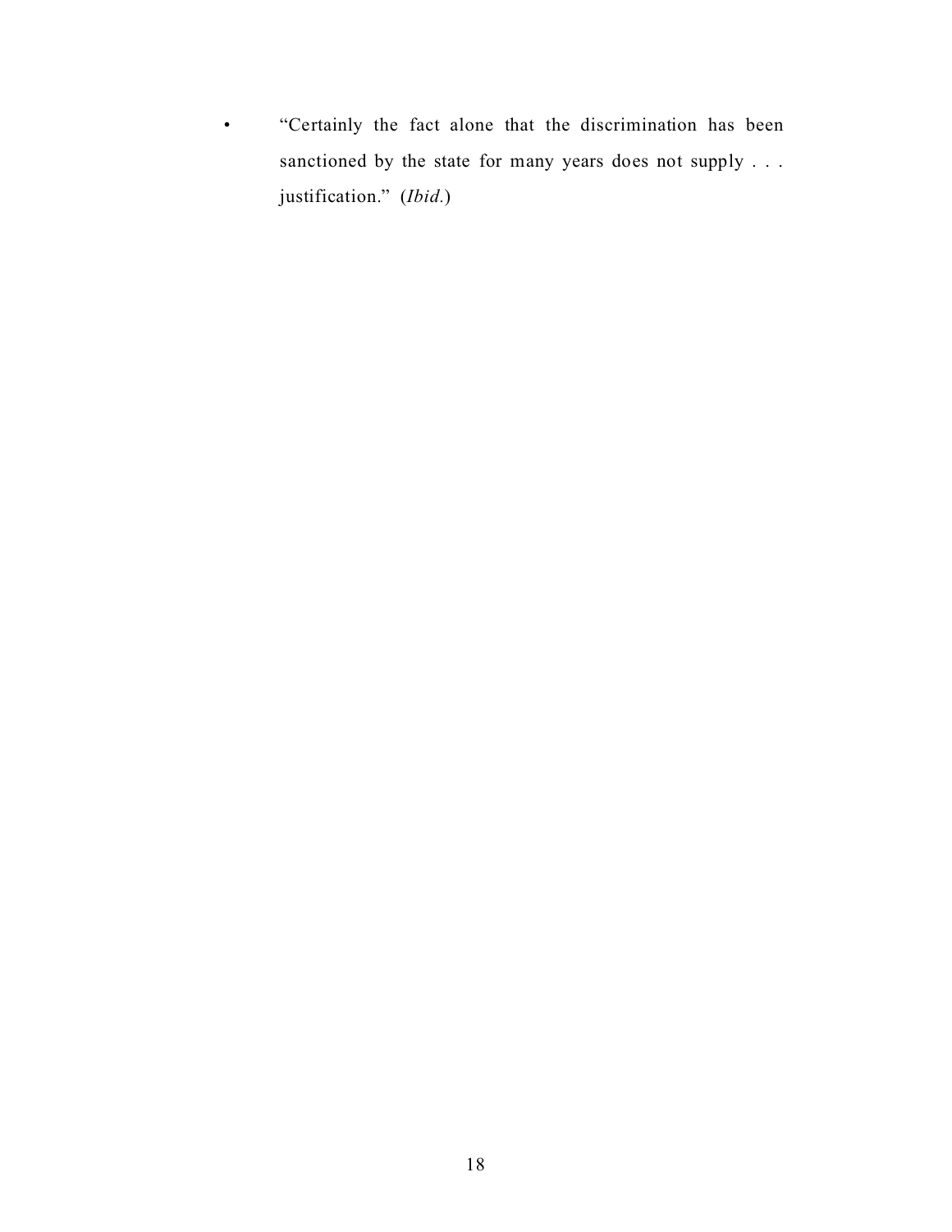- "Certainly the fact alone that the discrimination has been sanctioned by the state for many years does not supply . . . justification." (*Ibid.*)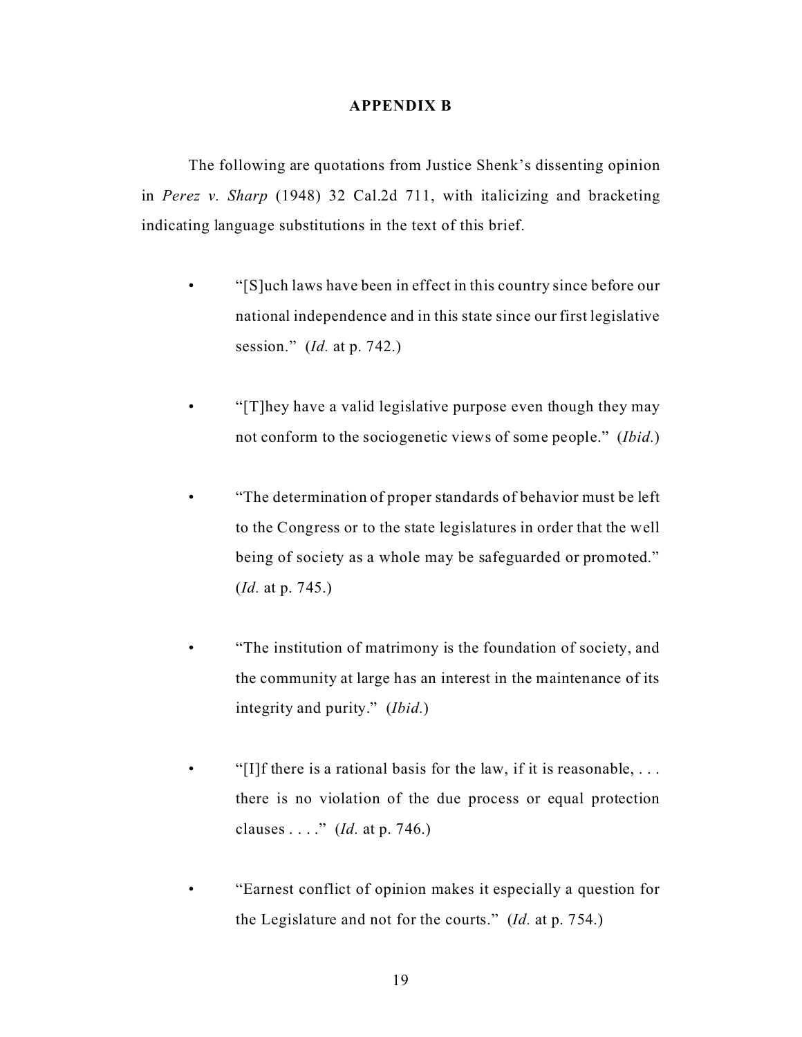# APPENDIX B

The following are quotations from Justice Shenk's dissenting opinion in *Perez v. Sharp* (1948) 32 Cal.2d 711, with italicizing and bracketing indicating language substitutions in the text of this brief.

- "[S]uch laws have been in effect in this country since before our national independence and in this state since our first legislative session." (*Id.* at p. 742.)

- "[T]hey have a valid legislative purpose even though they may not conform to the sociogenetic views of some people." (*Ibid.*)

- "The determination of proper standards of behavior must be left to the Congress or to the state legislatures in order that the well being of society as a whole may be safeguarded or promoted." (*Id.* at p. 745.)

- "The institution of matrimony is the foundation of society, and the community at large has an interest in the maintenance of its integrity and purity." (*Ibid.*)

- "[I]f there is a rational basis for the law, if it is reasonable, . . . there is no violation of the due process or equal protection clauses . . . ." (*Id.* at p. 746.)

- "Earnest conflict of opinion makes it especially a question for the Legislature and not for the courts." (*Id.* at p. 754.)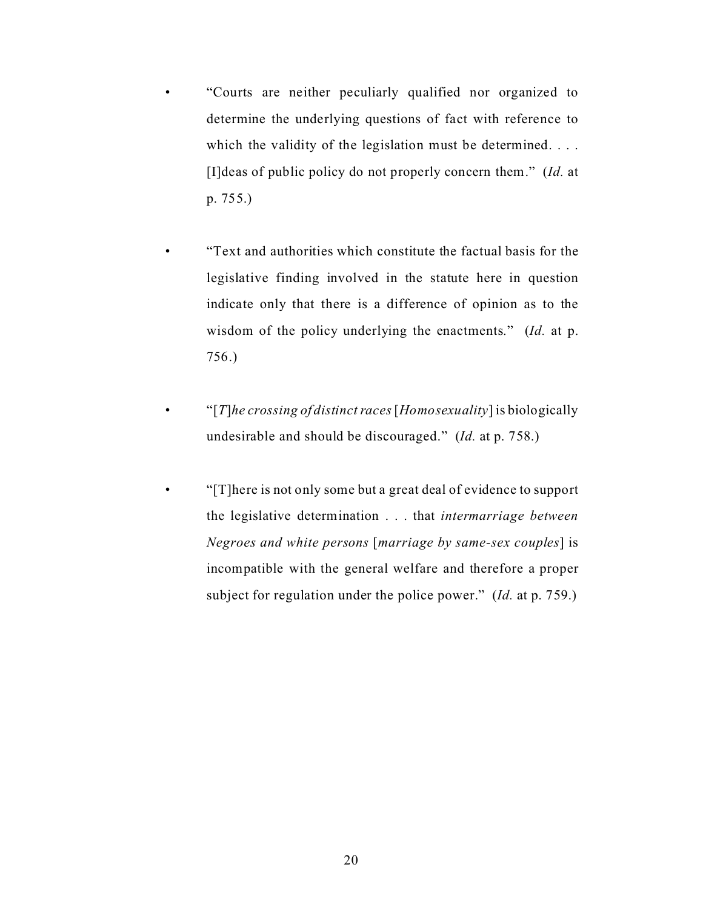- "Courts are neither peculiarly qualified nor organized to determine the underlying questions of fact with reference to which the validity of the legislation must be determined. . . . [I]deas of public policy do not properly concern them." (*Id.* at p. 755.)

- "Text and authorities which constitute the factual basis for the legislative finding involved in the statute here in question indicate only that there is a difference of opinion as to the wisdom of the policy underlying the enactments." (*Id.* at p. 756.)

- "[*T*]*he crossing of distinct races* [*Homosexuality*] is biologically undesirable and should be discouraged." (*Id.* at p. 758.)

- "[T]here is not only some but a great deal of evidence to support the legislative determination . . . that *intermarriage between Negroes and white persons* [*marriage by same-sex couples*] is incompatible with the general welfare and therefore a proper subject for regulation under the police power." (*Id.* at p. 759.)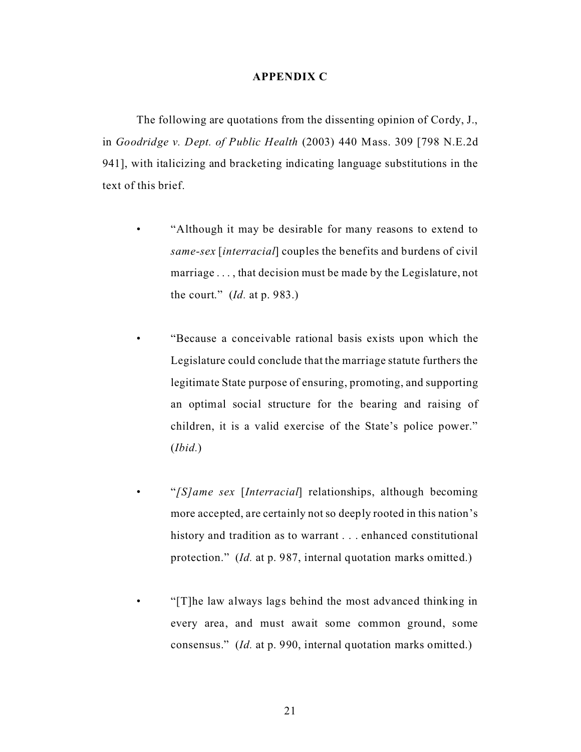**APPENDIX C**

The following are quotations from the dissenting opinion of Cordy, J., in *Goodridge v. Dept. of Public Health* (2003) 440 Mass. 309 [798 N.E.2d 941], with italicizing and bracketing indicating language substitutions in the text of this brief.

- "Although it may be desirable for many reasons to extend to *same-sex* [*interracial*] couples the benefits and burdens of civil marriage . . . , that decision must be made by the Legislature, not the court." (*Id.* at p. 983.)

- "Because a conceivable rational basis exists upon which the Legislature could conclude that the marriage statute furthers the legitimate State purpose of ensuring, promoting, and supporting an optimal social structure for the bearing and raising of children, it is a valid exercise of the State's police power." (*Ibid.*)

- "*[S]ame sex* [*Interracial*] relationships, although becoming more accepted, are certainly not so deeply rooted in this nation's history and tradition as to warrant . . . enhanced constitutional protection." (*Id.* at p. 987, internal quotation marks omitted.)

- "[T]he law always lags behind the most advanced thinking in every area, and must await some common ground, some consensus." (*Id.* at p. 990, internal quotation marks omitted.)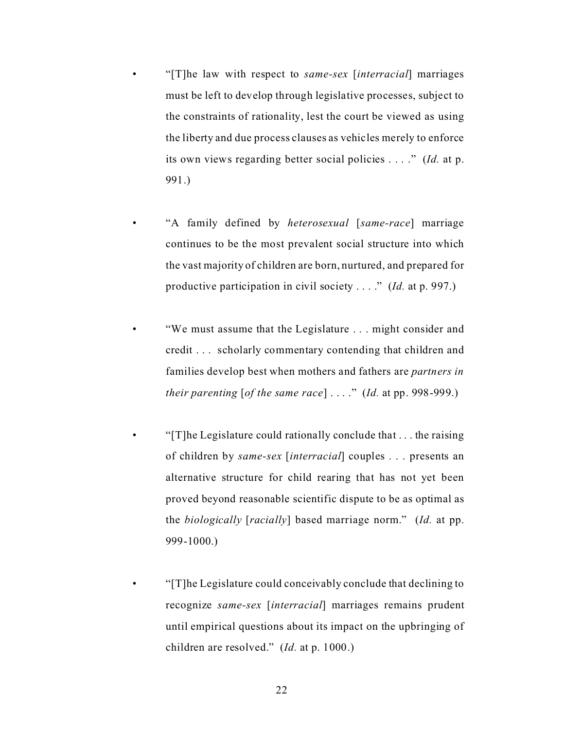- "[T]he law with respect to *same-sex* [*interracial*] marriages must be left to develop through legislative processes, subject to the constraints of rationality, lest the court be viewed as using the liberty and due process clauses as vehicles merely to enforce its own views regarding better social policies . . . ." (*Id.* at p. 991.)

- "A family defined by *heterosexual* [*same-race*] marriage continues to be the most prevalent social structure into which the vast majority of children are born, nurtured, and prepared for productive participation in civil society . . . ." (*Id.* at p. 997.)

- "We must assume that the Legislature . . . might consider and credit . . . scholarly commentary contending that children and families develop best when mothers and fathers are *partners in their parenting* [*of the same race*] . . . ." (*Id.* at pp. 998-999.)

- "[T]he Legislature could rationally conclude that . . . the raising of children by *same-sex* [*interracial*] couples . . . presents an alternative structure for child rearing that has not yet been proved beyond reasonable scientific dispute to be as optimal as the *biologically* [*racially*] based marriage norm." (*Id.* at pp. 999-1000.)

- "[T]he Legislature could conceivably conclude that declining to recognize *same-sex* [*interracial*] marriages remains prudent until empirical questions about its impact on the upbringing of children are resolved." (*Id.* at p. 1000.)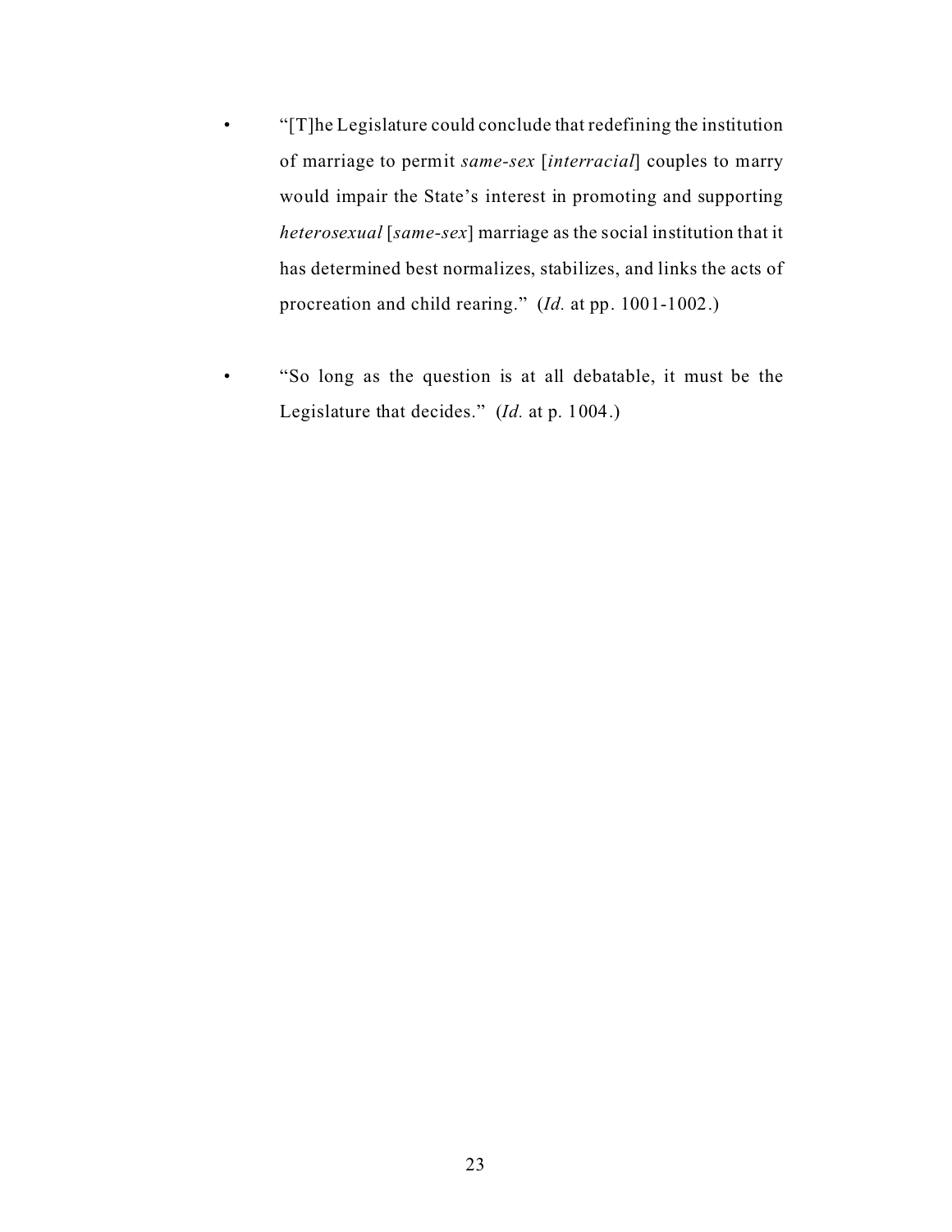- "[T]he Legislature could conclude that redefining the institution of marriage to permit *same-sex* [*interracial*] couples to marry would impair the State's interest in promoting and supporting *heterosexual* [*same-sex*] marriage as the social institution that it has determined best normalizes, stabilizes, and links the acts of procreation and child rearing." (*Id.* at pp. 1001-1002.)

- "So long as the question is at all debatable, it must be the Legislature that decides." (*Id.* at p. 1004.)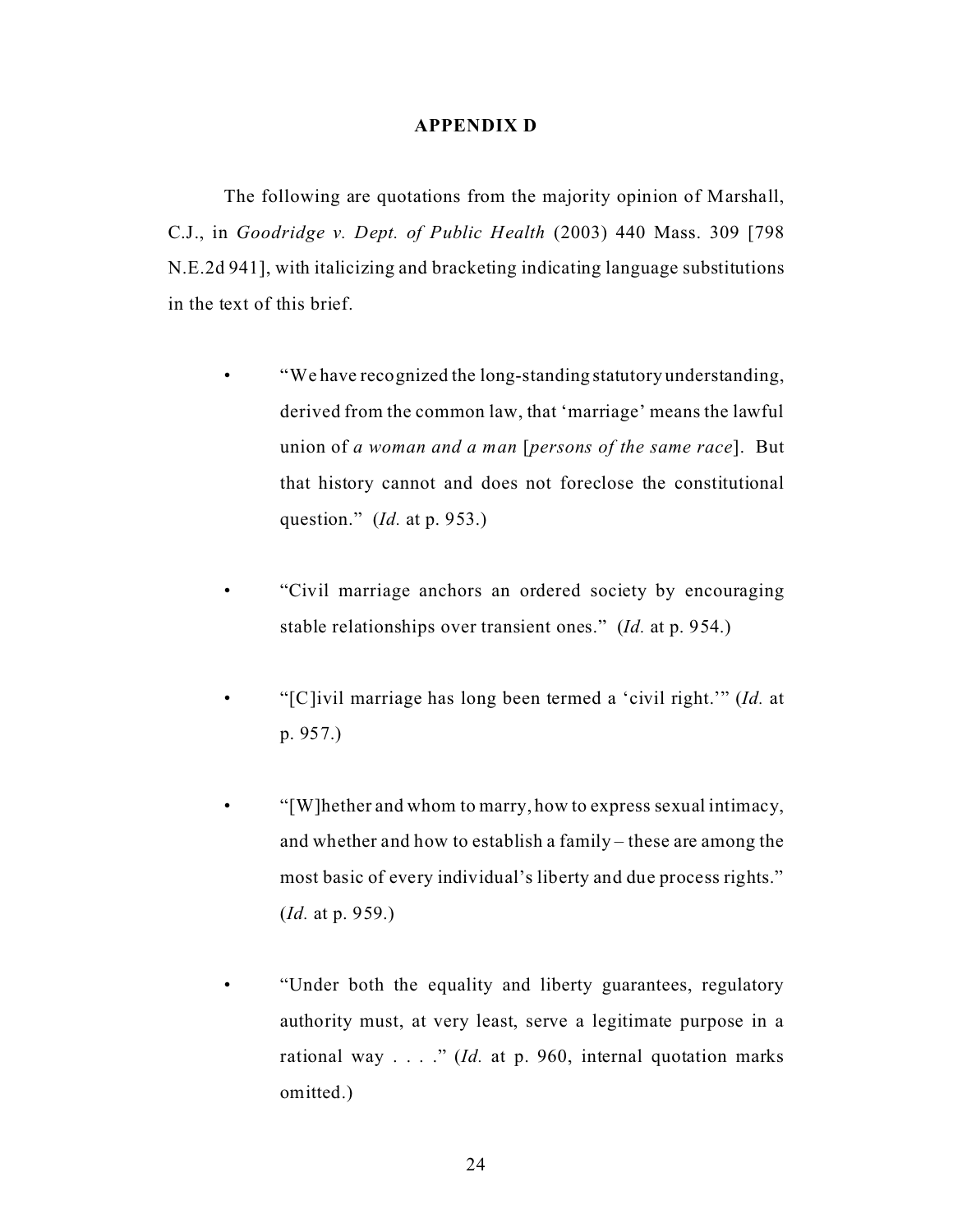**APPENDIX D**

The following are quotations from the majority opinion of Marshall, C.J., in *Goodridge v. Dept. of Public Health* (2003) 440 Mass. 309 [798 N.E.2d 941], with italicizing and bracketing indicating language substitutions in the text of this brief.

- "We have recognized the long-standing statutory understanding, derived from the common law, that 'marriage' means the lawful union of *a woman and a man* [*persons of the same race*]. But that history cannot and does not foreclose the constitutional question." (*Id.* at p. 953.)

- "Civil marriage anchors an ordered society by encouraging stable relationships over transient ones." (*Id.* at p. 954.)

- "[C]ivil marriage has long been termed a 'civil right.'" (*Id.* at p. 957.)

- "[W]hether and whom to marry, how to express sexual intimacy, and whether and how to establish a family – these are among the most basic of every individual's liberty and due process rights." (*Id.* at p. 959.)

- "Under both the equality and liberty guarantees, regulatory authority must, at very least, serve a legitimate purpose in a rational way . . . ." (*Id.* at p. 960, internal quotation marks omitted.)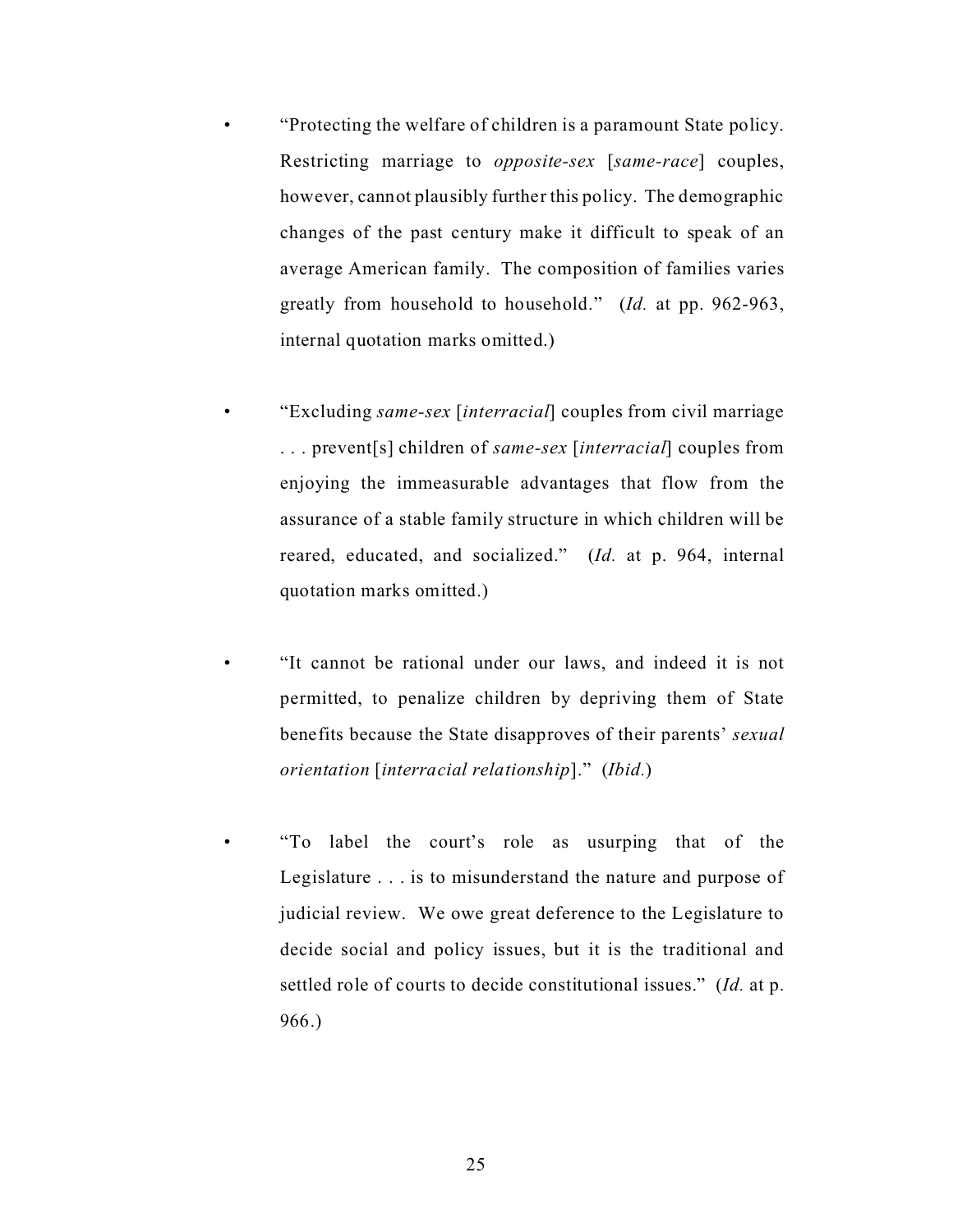- "Protecting the welfare of children is a paramount State policy. Restricting marriage to *opposite-sex* [*same-race*] couples, however, cannot plausibly further this policy. The demographic changes of the past century make it difficult to speak of an average American family. The composition of families varies greatly from household to household." (*Id.* at pp. 962-963, internal quotation marks omitted.)

- "Excluding *same-sex* [*interracial*] couples from civil marriage . . . prevent[s] children of *same-sex* [*interracial*] couples from enjoying the immeasurable advantages that flow from the assurance of a stable family structure in which children will be reared, educated, and socialized." (*Id.* at p. 964, internal quotation marks omitted.)

- "It cannot be rational under our laws, and indeed it is not permitted, to penalize children by depriving them of State benefits because the State disapproves of their parents' *sexual orientation* [*interracial relationship*]." (*Ibid.*)

- "To label the court's role as usurping that of the Legislature . . . is to misunderstand the nature and purpose of judicial review. We owe great deference to the Legislature to decide social and policy issues, but it is the traditional and settled role of courts to decide constitutional issues." (*Id.* at p. 966.)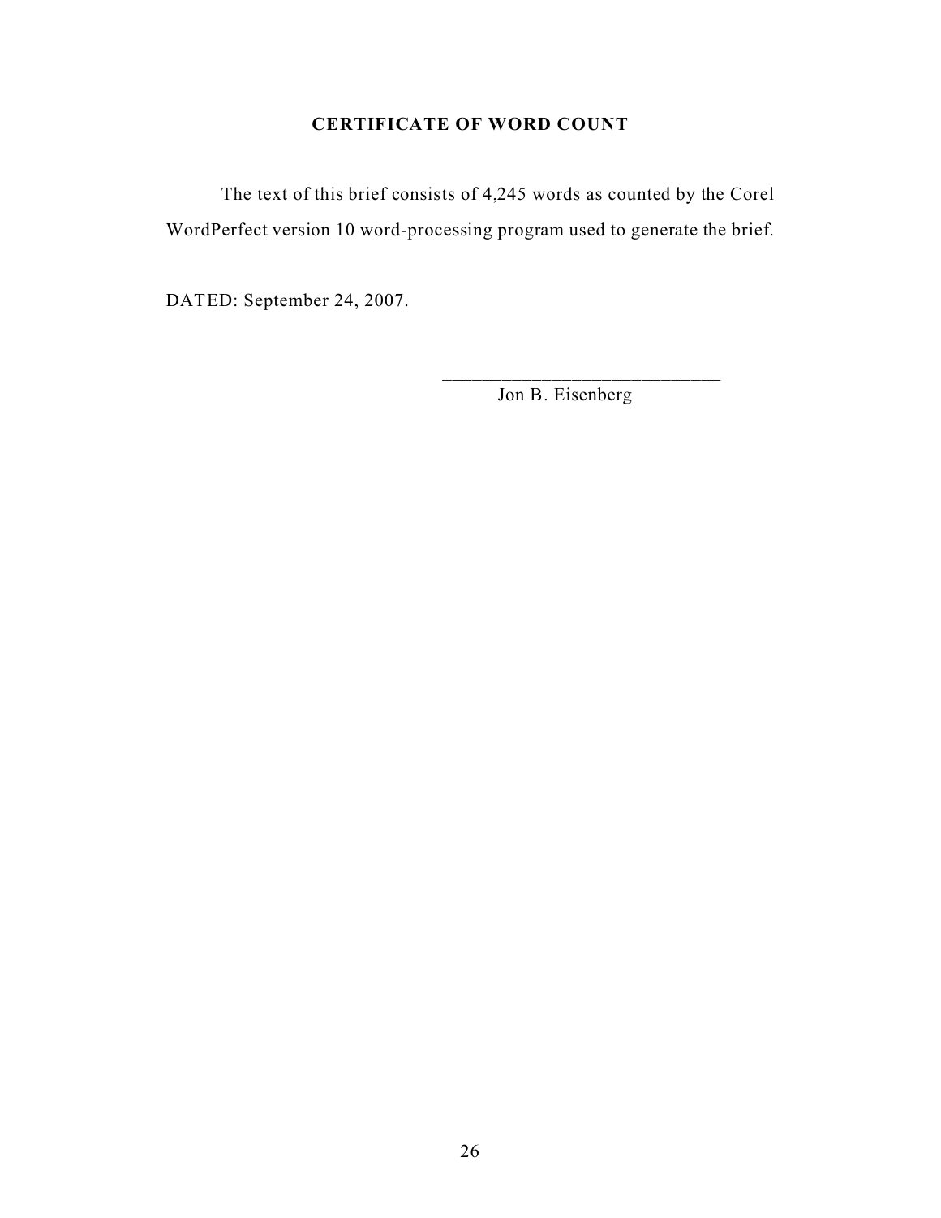## CERTIFICATE OF WORD COUNT

The text of this brief consists of 4,245 words as counted by the Corel WordPerfect version 10 word-processing program used to generate the brief.

DATED: September 24, 2007.

______________________________

Jon B. Eisenberg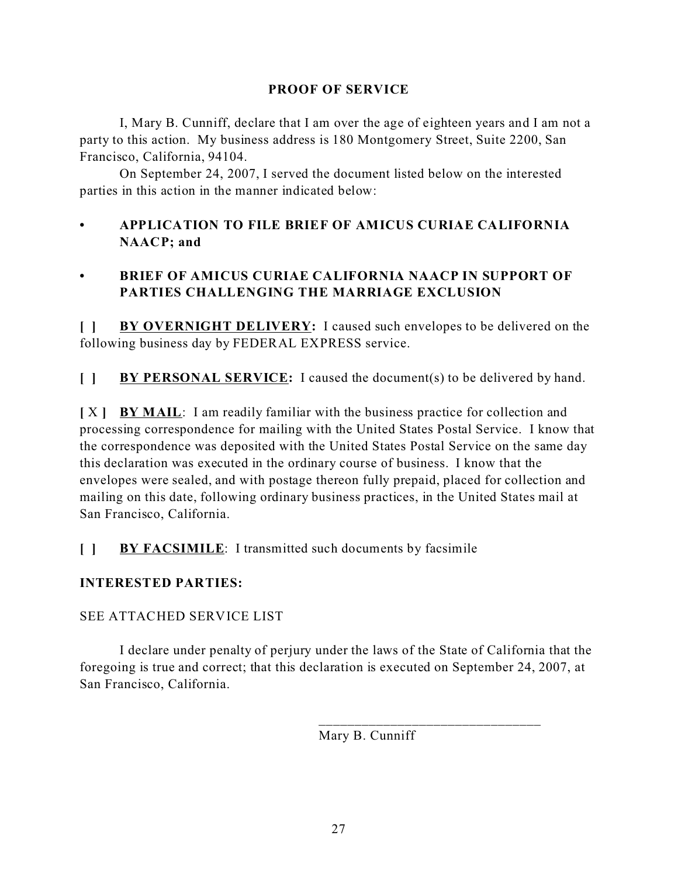## PROOF OF SERVICE

I, Mary B. Cunniff, declare that I am over the age of eighteen years and I am not a party to this action. My business address is 180 Montgomery Street, Suite 2200, San Francisco, California, 94104.

On September 24, 2007, I served the document listed below on the interested parties in this action in the manner indicated below:

- **APPLICATION TO FILE BRIEF OF AMICUS CURIAE CALIFORNIA NAACP; and**
- **BRIEF OF AMICUS CURIAE CALIFORNIA NAACP IN SUPPORT OF PARTIES CHALLENGING THE MARRIAGE EXCLUSION**

**[ ] BY OVERNIGHT DELIVERY:** I caused such envelopes to be delivered on the following business day by FEDERAL EXPRESS service.

**[ ] BY PERSONAL SERVICE:** I caused the document(s) to be delivered by hand.

**[ X ] BY MAIL**: I am readily familiar with the business practice for collection and processing correspondence for mailing with the United States Postal Service. I know that the correspondence was deposited with the United States Postal Service on the same day this declaration was executed in the ordinary course of business. I know that the envelopes were sealed, and with postage thereon fully prepaid, placed for collection and mailing on this date, following ordinary business practices, in the United States mail at San Francisco, California.

**[ ] BY FACSIMILE**: I transmitted such documents by facsimile

**INTERESTED PARTIES:**

SEE ATTACHED SERVICE LIST

I declare under penalty of perjury under the laws of the State of California that the foregoing is true and correct; that this declaration is executed on September 24, 2007, at San Francisco, California.

\_\_\_\_\_\_\_\_\_\_\_\_\_\_\_\_\_\_\_\_\_\_\_\_\_\_\_\_\_\_\_\_

Mary B. Cunniff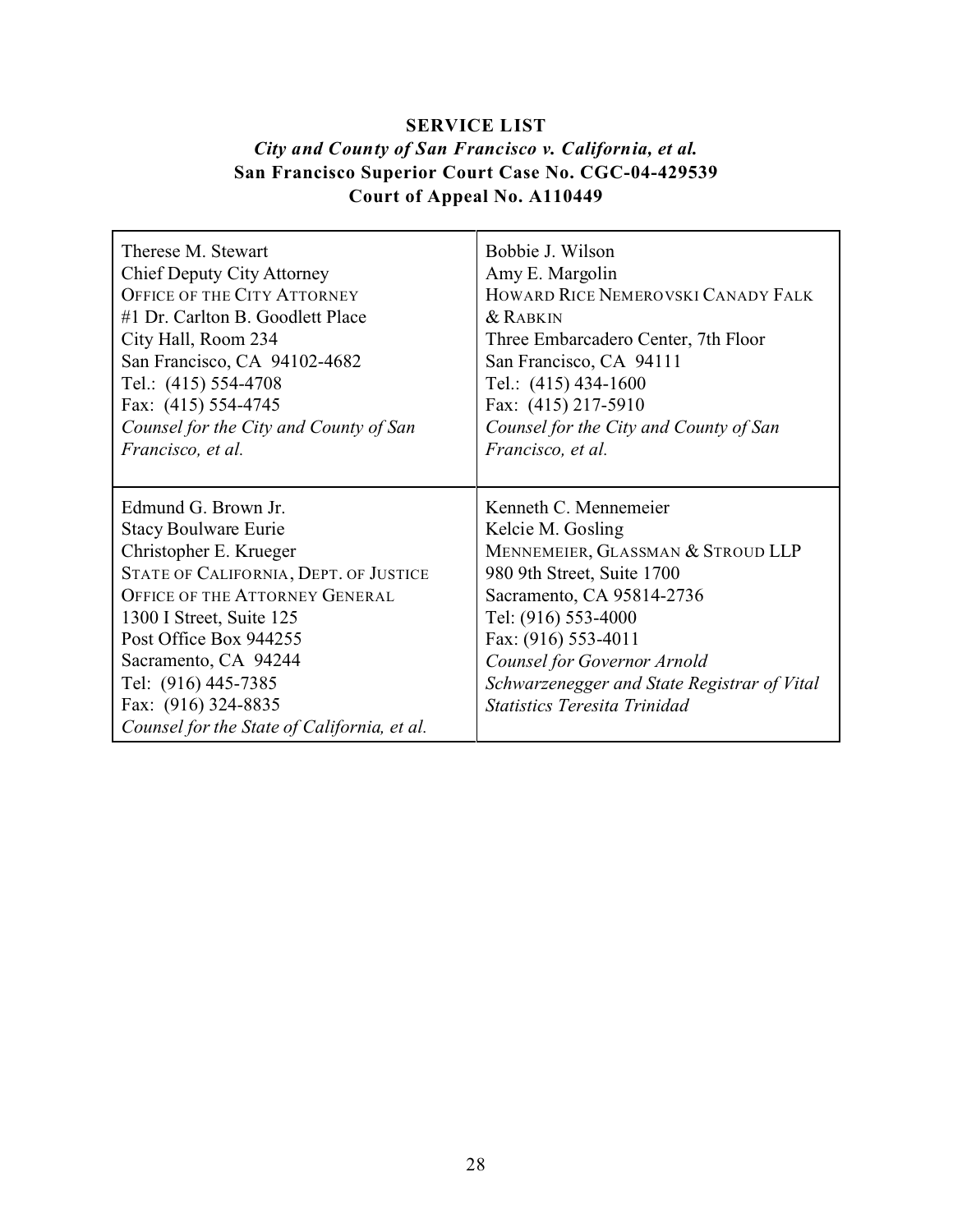**SERVICE LIST**

***City and County of San Francisco v. California, et al.***

**San Francisco Superior Court Case No. CGC-04-429539**

**Court of Appeal No. A110449**

| | |
|---|---|
| Therese M. Stewart<br>Chief Deputy City Attorney<br>OFFICE OF THE CITY ATTORNEY<br>#1 Dr. Carlton B. Goodlett Place<br>City Hall, Room 234<br>San Francisco, CA 94102-4682<br>Tel.: (415) 554-4708<br>Fax: (415) 554-4745<br>*Counsel for the City and County of San Francisco, et al.* | Bobbie J. Wilson<br>Amy E. Margolin<br>HOWARD RICE NEMEROVSKI CANADY FALK & RABKIN<br>Three Embarcadero Center, 7th Floor<br>San Francisco, CA 94111<br>Tel.: (415) 434-1600<br>Fax: (415) 217-5910<br>*Counsel for the City and County of San Francisco, et al.* |
| Edmund G. Brown Jr.<br>Stacy Boulware Eurie<br>Christopher E. Krueger<br>STATE OF CALIFORNIA, DEPT. OF JUSTICE<br>OFFICE OF THE ATTORNEY GENERAL<br>1300 I Street, Suite 125<br>Post Office Box 944255<br>Sacramento, CA 94244<br>Tel: (916) 445-7385<br>Fax: (916) 324-8835<br>*Counsel for the State of California, et al.* | Kenneth C. Mennemeier<br>Kelcie M. Gosling<br>MENNEMEIER, GLASSMAN & STROUD LLP<br>980 9th Street, Suite 1700<br>Sacramento, CA 95814-2736<br>Tel: (916) 553-4000<br>Fax: (916) 553-4011<br>*Counsel for Governor Arnold Schwarzenegger and State Registrar of Vital Statistics Teresita Trinidad* |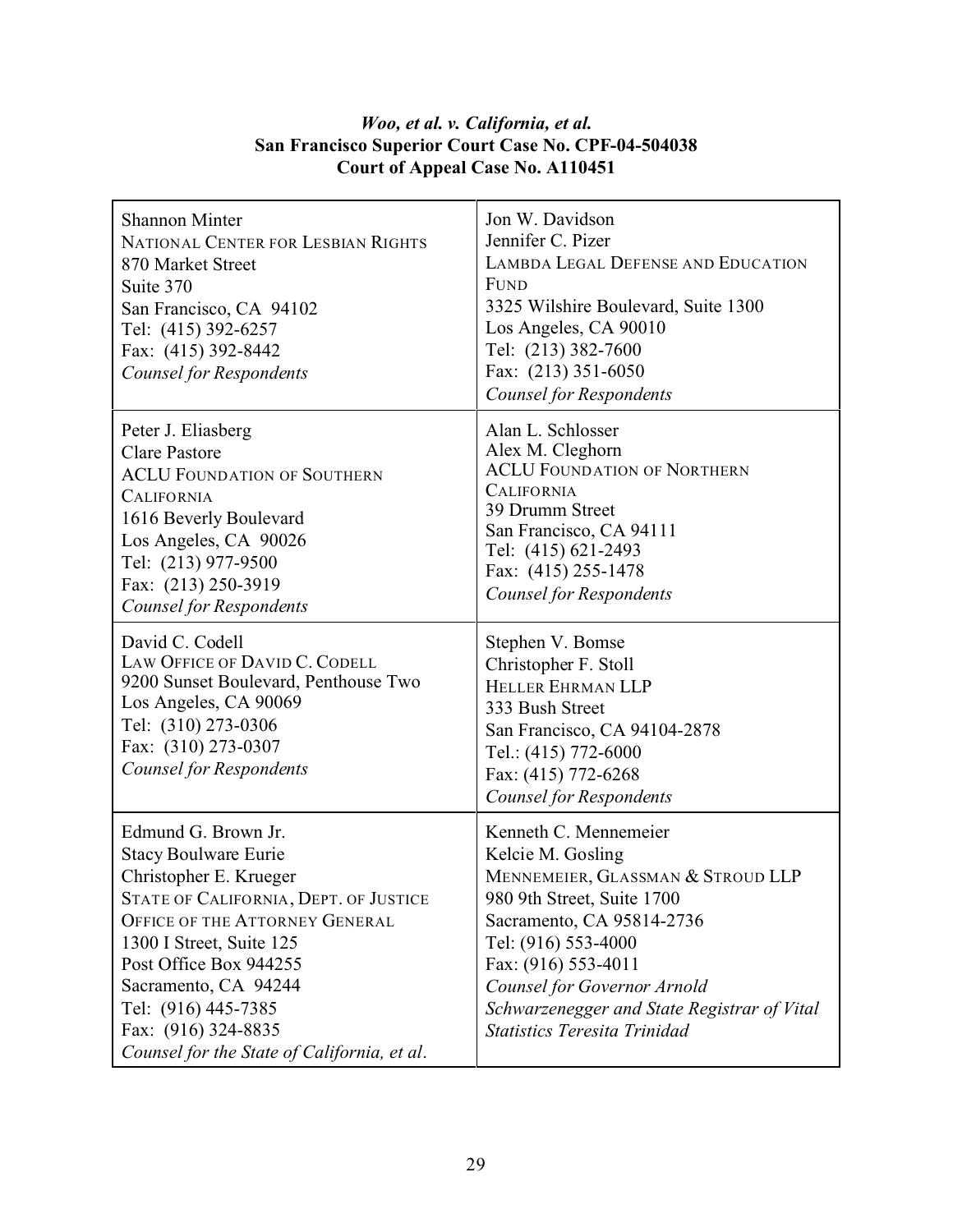***Woo, et al. v. California, et al.***
**San Francisco Superior Court Case No. CPF-04-504038**
**Court of Appeal Case No. A110451**

| | |
|---|---|
| Shannon Minter<br>NATIONAL CENTER FOR LESBIAN RIGHTS<br>870 Market Street<br>Suite 370<br>San Francisco, CA 94102<br>Tel: (415) 392-6257<br>Fax: (415) 392-8442<br>*Counsel for Respondents* | Jon W. Davidson<br>Jennifer C. Pizer<br>LAMBDA LEGAL DEFENSE AND EDUCATION FUND<br>3325 Wilshire Boulevard, Suite 1300<br>Los Angeles, CA 90010<br>Tel: (213) 382-7600<br>Fax: (213) 351-6050<br>*Counsel for Respondents* |
| Peter J. Eliasberg<br>Clare Pastore<br>ACLU FOUNDATION OF SOUTHERN CALIFORNIA<br>1616 Beverly Boulevard<br>Los Angeles, CA 90026<br>Tel: (213) 977-9500<br>Fax: (213) 250-3919<br>*Counsel for Respondents* | Alan L. Schlosser<br>Alex M. Cleghorn<br>ACLU FOUNDATION OF NORTHERN CALIFORNIA<br>39 Drumm Street<br>San Francisco, CA 94111<br>Tel: (415) 621-2493<br>Fax: (415) 255-1478<br>*Counsel for Respondents* |
| David C. Codell<br>LAW OFFICE OF DAVID C. CODELL<br>9200 Sunset Boulevard, Penthouse Two<br>Los Angeles, CA 90069<br>Tel: (310) 273-0306<br>Fax: (310) 273-0307<br>*Counsel for Respondents* | Stephen V. Bomse<br>Christopher F. Stoll<br>HELLER EHRMAN LLP<br>333 Bush Street<br>San Francisco, CA 94104-2878<br>Tel.: (415) 772-6000<br>Fax: (415) 772-6268<br>*Counsel for Respondents* |
| Edmund G. Brown Jr.<br>Stacy Boulware Eurie<br>Christopher E. Krueger<br>STATE OF CALIFORNIA, DEPT. OF JUSTICE<br>OFFICE OF THE ATTORNEY GENERAL<br>1300 I Street, Suite 125<br>Post Office Box 944255<br>Sacramento, CA 94244<br>Tel: (916) 445-7385<br>Fax: (916) 324-8835<br>*Counsel for the State of California, et al.* | Kenneth C. Mennemeier<br>Kelcie M. Gosling<br>MENNEMEIER, GLASSMAN & STROUD LLP<br>980 9th Street, Suite 1700<br>Sacramento, CA 95814-2736<br>Tel: (916) 553-4000<br>Fax: (916) 553-4011<br>*Counsel for Governor Arnold Schwarzenegger and State Registrar of Vital Statistics Teresita Trinidad* |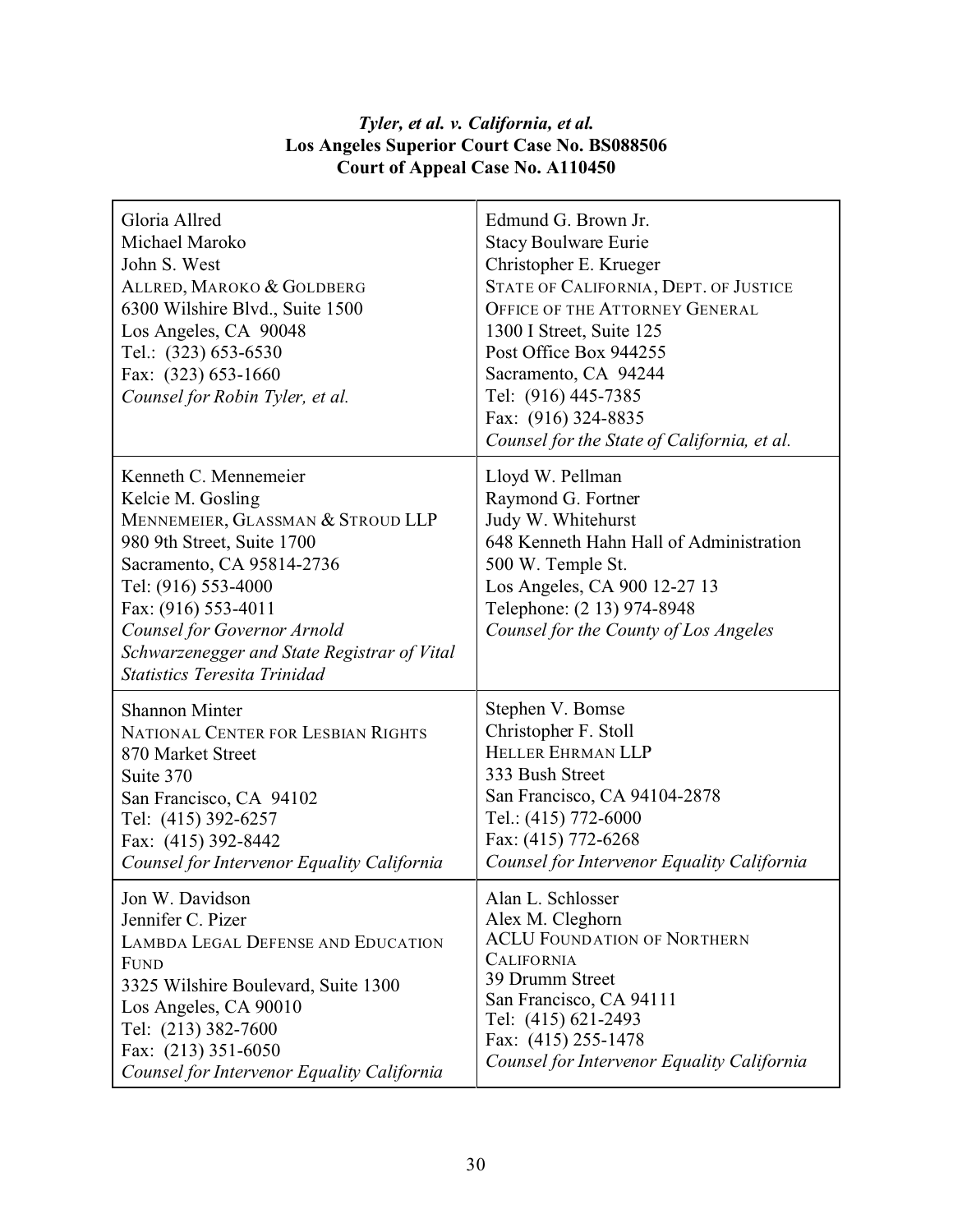***Tyler, et al. v. California, et al.***
**Los Angeles Superior Court Case No. BS088506**
**Court of Appeal Case No. A110450**

| | |
|---|---|
| Gloria Allred<br>Michael Maroko<br>John S. West<br>ALLRED, MAROKO & GOLDBERG<br>6300 Wilshire Blvd., Suite 1500<br>Los Angeles, CA 90048<br>Tel.: (323) 653-6530<br>Fax: (323) 653-1660<br>*Counsel for Robin Tyler, et al.* | Edmund G. Brown Jr.<br>Stacy Boulware Eurie<br>Christopher E. Krueger<br>STATE OF CALIFORNIA, DEPT. OF JUSTICE<br>OFFICE OF THE ATTORNEY GENERAL<br>1300 I Street, Suite 125<br>Post Office Box 944255<br>Sacramento, CA 94244<br>Tel: (916) 445-7385<br>Fax: (916) 324-8835<br>*Counsel for the State of California, et al.* |
| Kenneth C. Mennemeier<br>Kelcie M. Gosling<br>MENNEMEIER, GLASSMAN & STROUD LLP<br>980 9th Street, Suite 1700<br>Sacramento, CA 95814-2736<br>Tel: (916) 553-4000<br>Fax: (916) 553-4011<br>*Counsel for Governor Arnold Schwarzenegger and State Registrar of Vital Statistics Teresita Trinidad* | Lloyd W. Pellman<br>Raymond G. Fortner<br>Judy W. Whitehurst<br>648 Kenneth Hahn Hall of Administration<br>500 W. Temple St.<br>Los Angeles, CA 900 12-27 13<br>Telephone: (2 13) 974-8948<br>*Counsel for the County of Los Angeles* |
| Shannon Minter<br>NATIONAL CENTER FOR LESBIAN RIGHTS<br>870 Market Street<br>Suite 370<br>San Francisco, CA 94102<br>Tel: (415) 392-6257<br>Fax: (415) 392-8442<br>*Counsel for Intervenor Equality California* | Stephen V. Bomse<br>Christopher F. Stoll<br>HELLER EHRMAN LLP<br>333 Bush Street<br>San Francisco, CA 94104-2878<br>Tel.: (415) 772-6000<br>Fax: (415) 772-6268<br>*Counsel for Intervenor Equality California* |
| Jon W. Davidson<br>Jennifer C. Pizer<br>LAMBDA LEGAL DEFENSE AND EDUCATION FUND<br>3325 Wilshire Boulevard, Suite 1300<br>Los Angeles, CA 90010<br>Tel: (213) 382-7600<br>Fax: (213) 351-6050<br>*Counsel for Intervenor Equality California* | Alan L. Schlosser<br>Alex M. Cleghorn<br>ACLU FOUNDATION OF NORTHERN CALIFORNIA<br>39 Drumm Street<br>San Francisco, CA 94111<br>Tel: (415) 621-2493<br>Fax: (415) 255-1478<br>*Counsel for Intervenor Equality California* |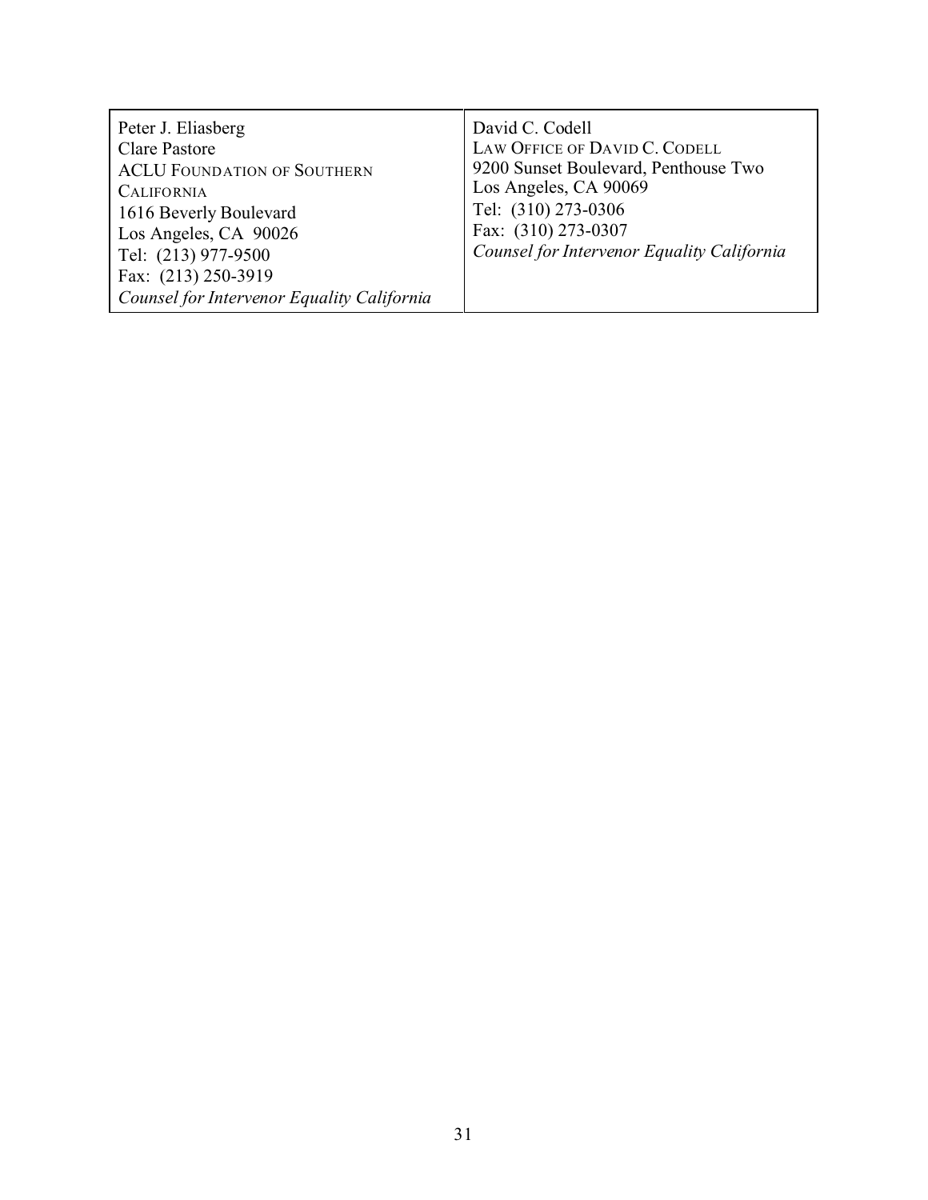| | |
|---|---|
| Peter J. Eliasberg<br>Clare Pastore<br>ACLU FOUNDATION OF SOUTHERN CALIFORNIA<br>1616 Beverly Boulevard<br>Los Angeles, CA 90026<br>Tel: (213) 977-9500<br>Fax: (213) 250-3919<br>*Counsel for Intervenor Equality California* | David C. Codell<br>LAW OFFICE OF DAVID C. CODELL<br>9200 Sunset Boulevard, Penthouse Two<br>Los Angeles, CA 90069<br>Tel: (310) 273-0306<br>Fax: (310) 273-0307<br>*Counsel for Intervenor Equality California* |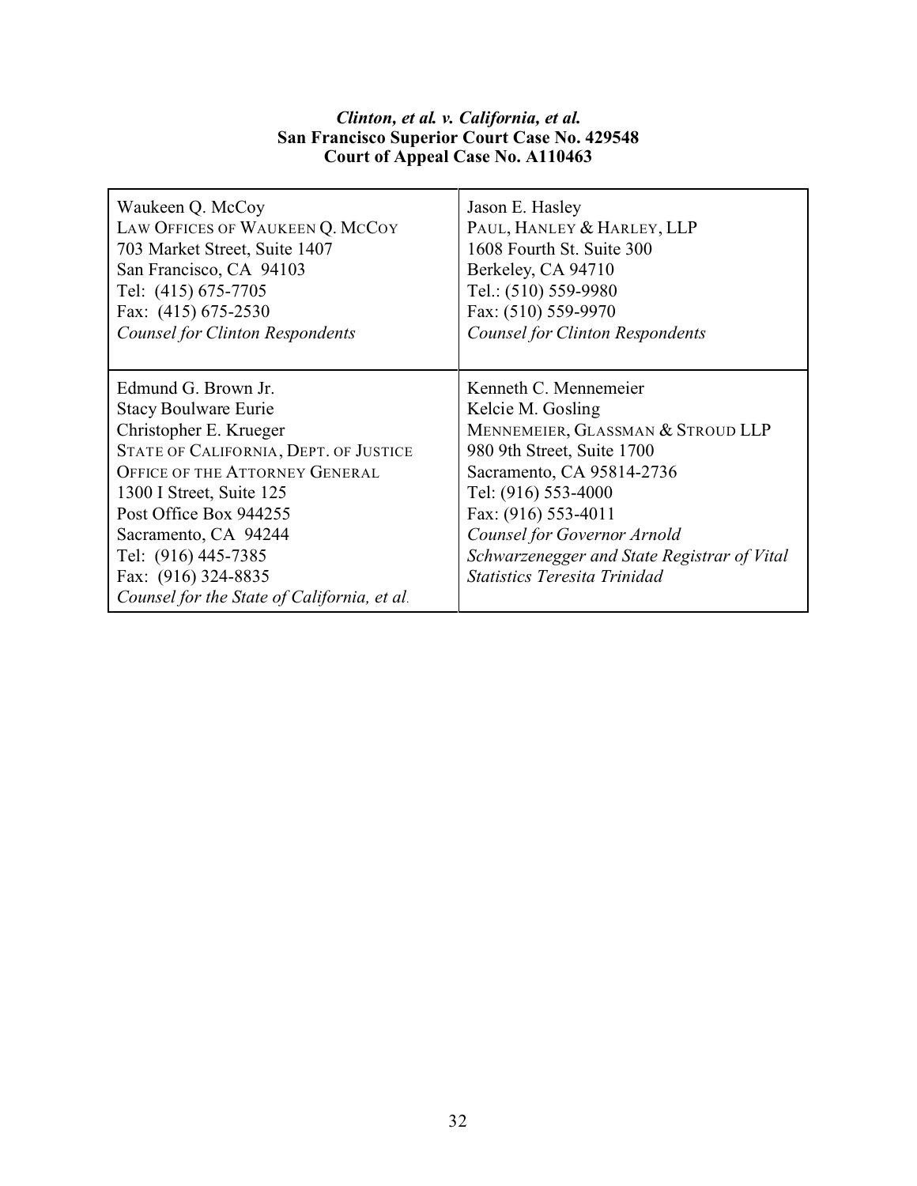***Clinton, et al. v. California, et al.***
**San Francisco Superior Court Case No. 429548**
**Court of Appeal Case No. A110463**

| | |
|---|---|
| Waukeen Q. McCoy<br>LAW OFFICES OF WAUKEEN Q. MCCOY<br>703 Market Street, Suite 1407<br>San Francisco, CA 94103<br>Tel: (415) 675-7705<br>Fax: (415) 675-2530<br>*Counsel for Clinton Respondents* | Jason E. Hasley<br>PAUL, HANLEY & HARLEY, LLP<br>1608 Fourth St. Suite 300<br>Berkeley, CA 94710<br>Tel.: (510) 559-9980<br>Fax: (510) 559-9970<br>*Counsel for Clinton Respondents* |
| Edmund G. Brown Jr.<br>Stacy Boulware Eurie<br>Christopher E. Krueger<br>STATE OF CALIFORNIA, DEPT. OF JUSTICE<br>OFFICE OF THE ATTORNEY GENERAL<br>1300 I Street, Suite 125<br>Post Office Box 944255<br>Sacramento, CA 94244<br>Tel: (916) 445-7385<br>Fax: (916) 324-8835<br>*Counsel for the State of California, et al.* | Kenneth C. Mennemeier<br>Kelcie M. Gosling<br>MENNEMEIER, GLASSMAN & STROUD LLP<br>980 9th Street, Suite 1700<br>Sacramento, CA 95814-2736<br>Tel: (916) 553-4000<br>Fax: (916) 553-4011<br>*Counsel for Governor Arnold Schwarzenegger and State Registrar of Vital Statistics Teresita Trinidad* |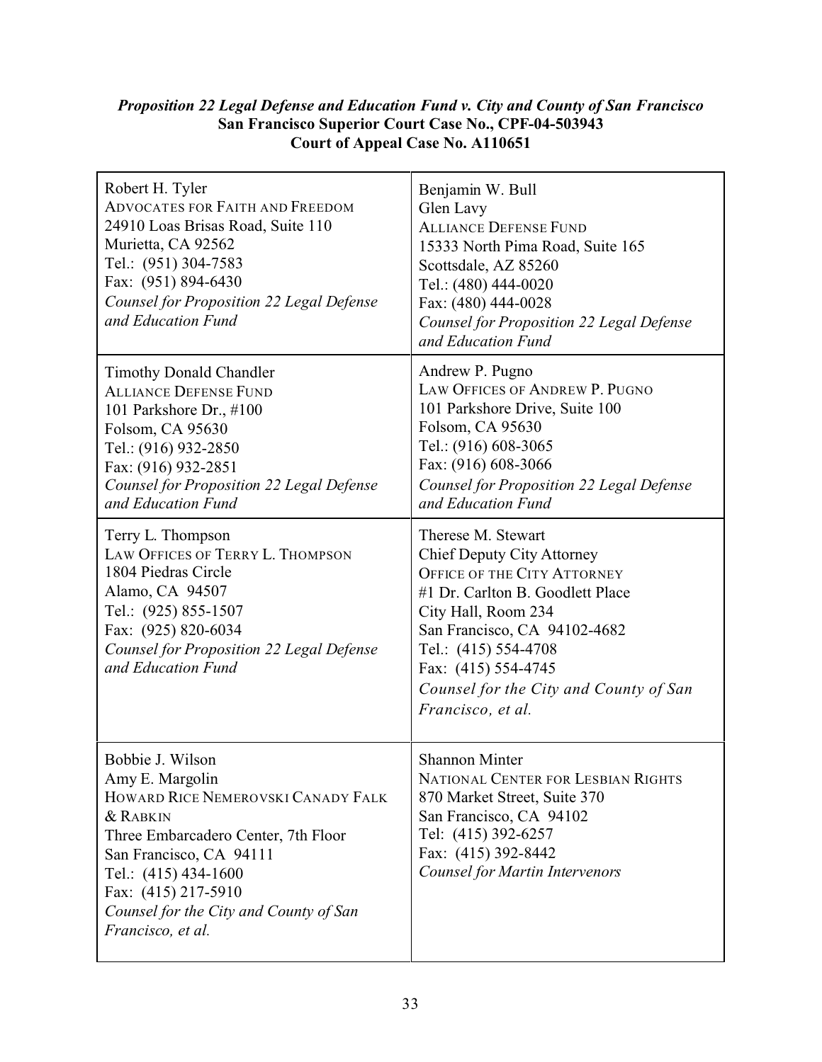***Proposition 22 Legal Defense and Education Fund v. City and County of San Francisco***
**San Francisco Superior Court Case No., CPF-04-503943**
**Court of Appeal Case No. A110651**

| | |
|---|---|
| Robert H. Tyler<br>ADVOCATES FOR FAITH AND FREEDOM<br>24910 Loas Brisas Road, Suite 110<br>Murietta, CA 92562<br>Tel.: (951) 304-7583<br>Fax: (951) 894-6430<br>*Counsel for Proposition 22 Legal Defense and Education Fund* | Benjamin W. Bull<br>Glen Lavy<br>ALLIANCE DEFENSE FUND<br>15333 North Pima Road, Suite 165<br>Scottsdale, AZ 85260<br>Tel.: (480) 444-0020<br>Fax: (480) 444-0028<br>*Counsel for Proposition 22 Legal Defense and Education Fund* |
| Timothy Donald Chandler<br>ALLIANCE DEFENSE FUND<br>101 Parkshore Dr., #100<br>Folsom, CA 95630<br>Tel.: (916) 932-2850<br>Fax: (916) 932-2851<br>*Counsel for Proposition 22 Legal Defense and Education Fund* | Andrew P. Pugno<br>LAW OFFICES OF ANDREW P. PUGNO<br>101 Parkshore Drive, Suite 100<br>Folsom, CA 95630<br>Tel.: (916) 608-3065<br>Fax: (916) 608-3066<br>*Counsel for Proposition 22 Legal Defense and Education Fund* |
| Terry L. Thompson<br>LAW OFFICES OF TERRY L. THOMPSON<br>1804 Piedras Circle<br>Alamo, CA 94507<br>Tel.: (925) 855-1507<br>Fax: (925) 820-6034<br>*Counsel for Proposition 22 Legal Defense and Education Fund* | Therese M. Stewart<br>Chief Deputy City Attorney<br>OFFICE OF THE CITY ATTORNEY<br>#1 Dr. Carlton B. Goodlett Place<br>City Hall, Room 234<br>San Francisco, CA 94102-4682<br>Tel.: (415) 554-4708<br>Fax: (415) 554-4745<br>*Counsel for the City and County of San Francisco, et al.* |
| Bobbie J. Wilson<br>Amy E. Margolin<br>HOWARD RICE NEMEROVSKI CANADY FALK & RABKIN<br>Three Embarcadero Center, 7th Floor<br>San Francisco, CA 94111<br>Tel.: (415) 434-1600<br>Fax: (415) 217-5910<br>*Counsel for the City and County of San Francisco, et al.* | Shannon Minter<br>NATIONAL CENTER FOR LESBIAN RIGHTS<br>870 Market Street, Suite 370<br>San Francisco, CA 94102<br>Tel: (415) 392-6257<br>Fax: (415) 392-8442<br>*Counsel for Martin Intervenors* |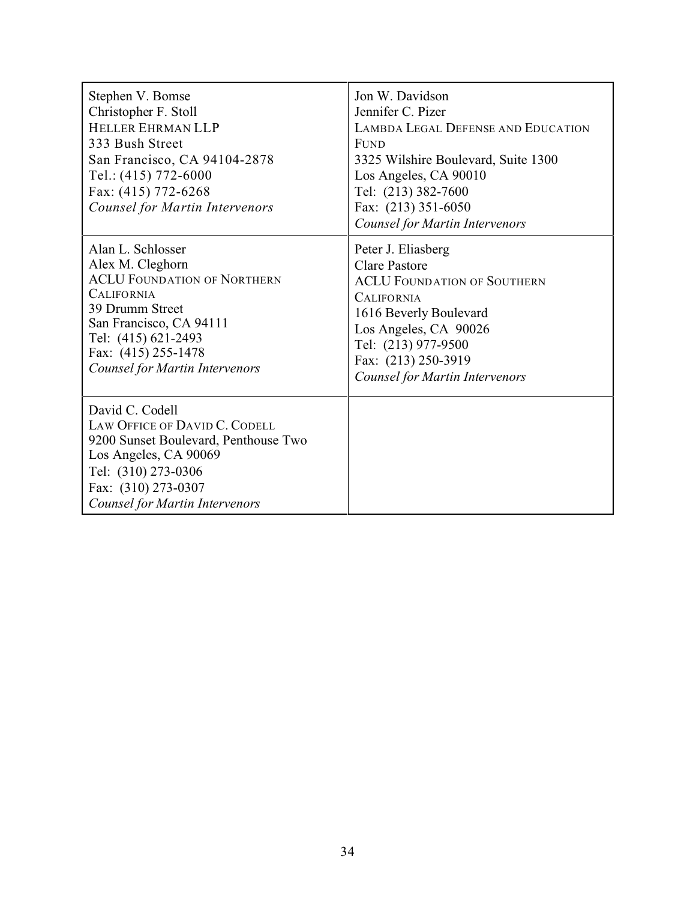| | |
|---|---|
| Stephen V. Bomse<br>Christopher F. Stoll<br>HELLER EHRMAN LLP<br>333 Bush Street<br>San Francisco, CA 94104-2878<br>Tel.: (415) 772-6000<br>Fax: (415) 772-6268<br>*Counsel for Martin Intervenors* | Jon W. Davidson<br>Jennifer C. Pizer<br>LAMBDA LEGAL DEFENSE AND EDUCATION FUND<br>3325 Wilshire Boulevard, Suite 1300<br>Los Angeles, CA 90010<br>Tel: (213) 382-7600<br>Fax: (213) 351-6050<br>*Counsel for Martin Intervenors* |
| Alan L. Schlosser<br>Alex M. Cleghorn<br>ACLU FOUNDATION OF NORTHERN CALIFORNIA<br>39 Drumm Street<br>San Francisco, CA 94111<br>Tel: (415) 621-2493<br>Fax: (415) 255-1478<br>*Counsel for Martin Intervenors* | Peter J. Eliasberg<br>Clare Pastore<br>ACLU FOUNDATION OF SOUTHERN CALIFORNIA<br>1616 Beverly Boulevard<br>Los Angeles, CA 90026<br>Tel: (213) 977-9500<br>Fax: (213) 250-3919<br>*Counsel for Martin Intervenors* |
| David C. Codell<br>LAW OFFICE OF DAVID C. CODELL<br>9200 Sunset Boulevard, Penthouse Two<br>Los Angeles, CA 90069<br>Tel: (310) 273-0306<br>Fax: (310) 273-0307<br>*Counsel for Martin Intervenors* | |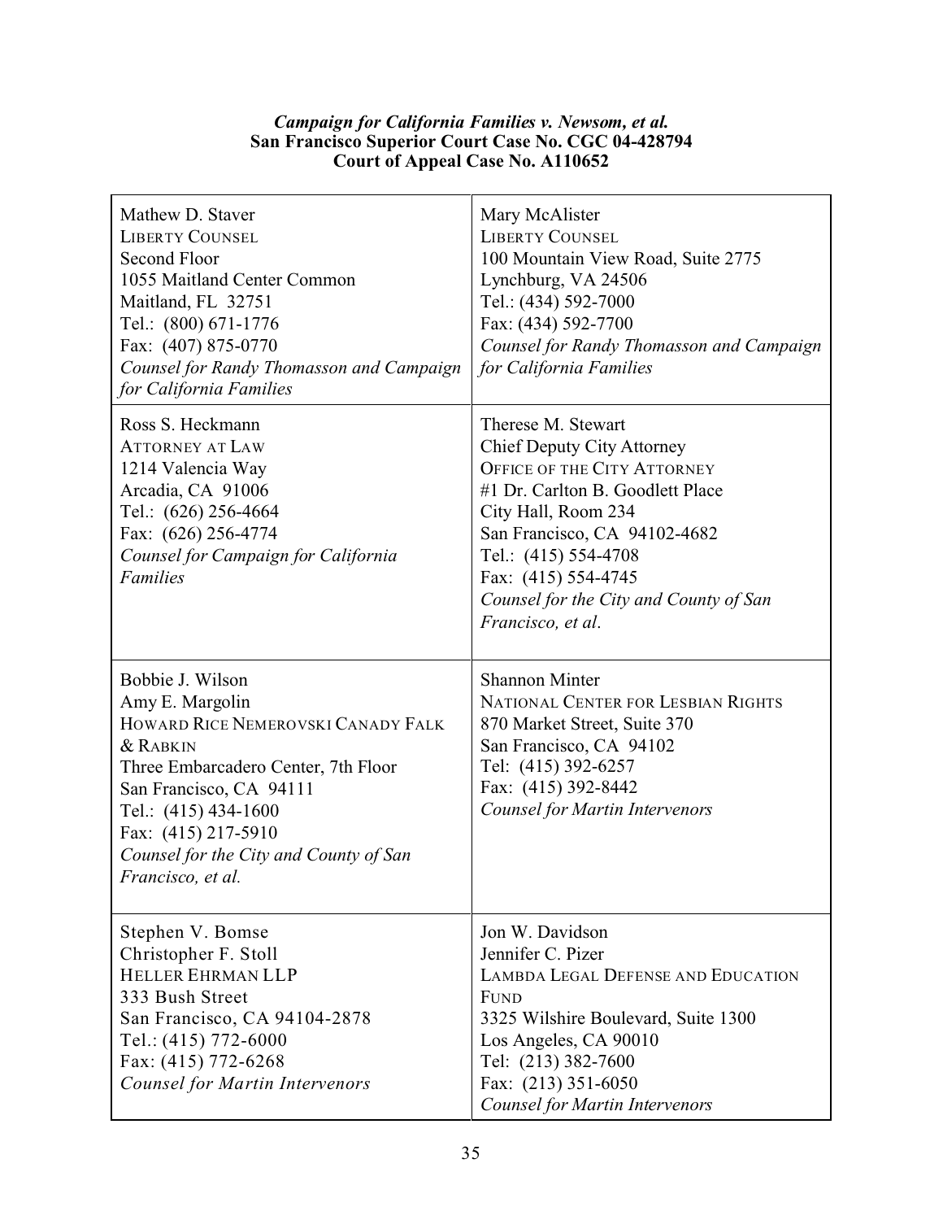***Campaign for California Families v. Newsom, et al.***
**San Francisco Superior Court Case No. CGC 04-428794**
**Court of Appeal Case No. A110652**

| | |
|---|---|
| Mathew D. Staver<br>LIBERTY COUNSEL<br>Second Floor<br>1055 Maitland Center Common<br>Maitland, FL 32751<br>Tel.: (800) 671-1776<br>Fax: (407) 875-0770<br>*Counsel for Randy Thomasson and Campaign for California Families* | Mary McAlister<br>LIBERTY COUNSEL<br>100 Mountain View Road, Suite 2775<br>Lynchburg, VA 24506<br>Tel.: (434) 592-7000<br>Fax: (434) 592-7700<br>*Counsel for Randy Thomasson and Campaign for California Families* |
| Ross S. Heckmann<br>ATTORNEY AT LAW<br>1214 Valencia Way<br>Arcadia, CA 91006<br>Tel.: (626) 256-4664<br>Fax: (626) 256-4774<br>*Counsel for Campaign for California Families* | Therese M. Stewart<br>Chief Deputy City Attorney<br>OFFICE OF THE CITY ATTORNEY<br>#1 Dr. Carlton B. Goodlett Place<br>City Hall, Room 234<br>San Francisco, CA 94102-4682<br>Tel.: (415) 554-4708<br>Fax: (415) 554-4745<br>*Counsel for the City and County of San Francisco, et al.* |
| Bobbie J. Wilson<br>Amy E. Margolin<br>HOWARD RICE NEMEROVSKI CANADY FALK & RABKIN<br>Three Embarcadero Center, 7th Floor<br>San Francisco, CA 94111<br>Tel.: (415) 434-1600<br>Fax: (415) 217-5910<br>*Counsel for the City and County of San Francisco, et al.* | Shannon Minter<br>NATIONAL CENTER FOR LESBIAN RIGHTS<br>870 Market Street, Suite 370<br>San Francisco, CA 94102<br>Tel: (415) 392-6257<br>Fax: (415) 392-8442<br>*Counsel for Martin Intervenors* |
| Stephen V. Bomse<br>Christopher F. Stoll<br>HELLER EHRMAN LLP<br>333 Bush Street<br>San Francisco, CA 94104-2878<br>Tel.: (415) 772-6000<br>Fax: (415) 772-6268<br>*Counsel for Martin Intervenors* | Jon W. Davidson<br>Jennifer C. Pizer<br>LAMBDA LEGAL DEFENSE AND EDUCATION FUND<br>3325 Wilshire Boulevard, Suite 1300<br>Los Angeles, CA 90010<br>Tel: (213) 382-7600<br>Fax: (213) 351-6050<br>*Counsel for Martin Intervenors* |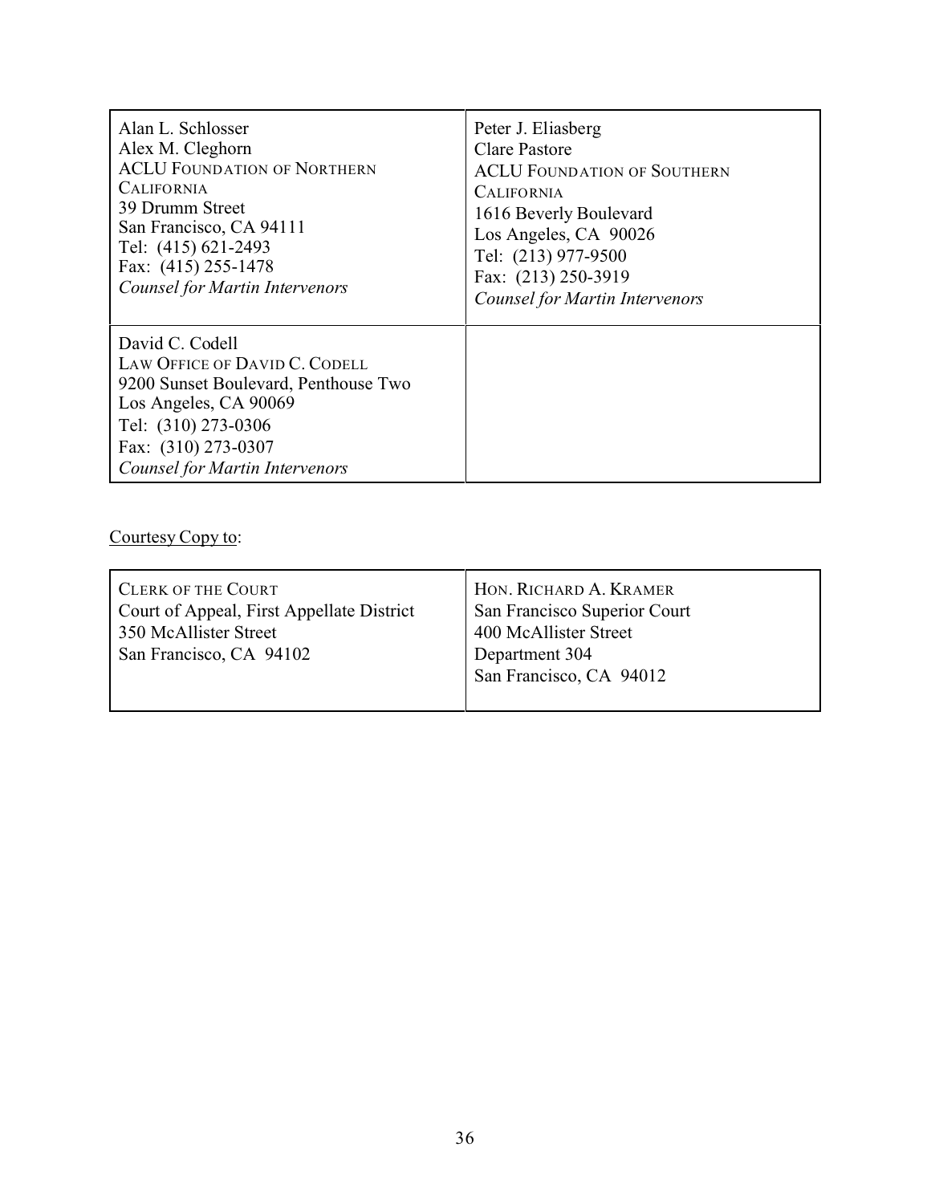| | |
|---|---|
| Alan L. Schlosser<br>Alex M. Cleghorn<br>ACLU FOUNDATION OF NORTHERN CALIFORNIA<br>39 Drumm Street<br>San Francisco, CA 94111<br>Tel: (415) 621-2493<br>Fax: (415) 255-1478<br>*Counsel for Martin Intervenors* | Peter J. Eliasberg<br>Clare Pastore<br>ACLU FOUNDATION OF SOUTHERN CALIFORNIA<br>1616 Beverly Boulevard<br>Los Angeles, CA 90026<br>Tel: (213) 977-9500<br>Fax: (213) 250-3919<br>*Counsel for Martin Intervenors* |
| David C. Codell<br>LAW OFFICE OF DAVID C. CODELL<br>9200 Sunset Boulevard, Penthouse Two<br>Los Angeles, CA 90069<br>Tel: (310) 273-0306<br>Fax: (310) 273-0307<br>*Counsel for Martin Intervenors* | |

Courtesy Copy to:

| | |
|---|---|
| CLERK OF THE COURT<br>Court of Appeal, First Appellate District<br>350 McAllister Street<br>San Francisco, CA 94102 | HON. RICHARD A. KRAMER<br>San Francisco Superior Court<br>400 McAllister Street<br>Department 304<br>San Francisco, CA 94012 |